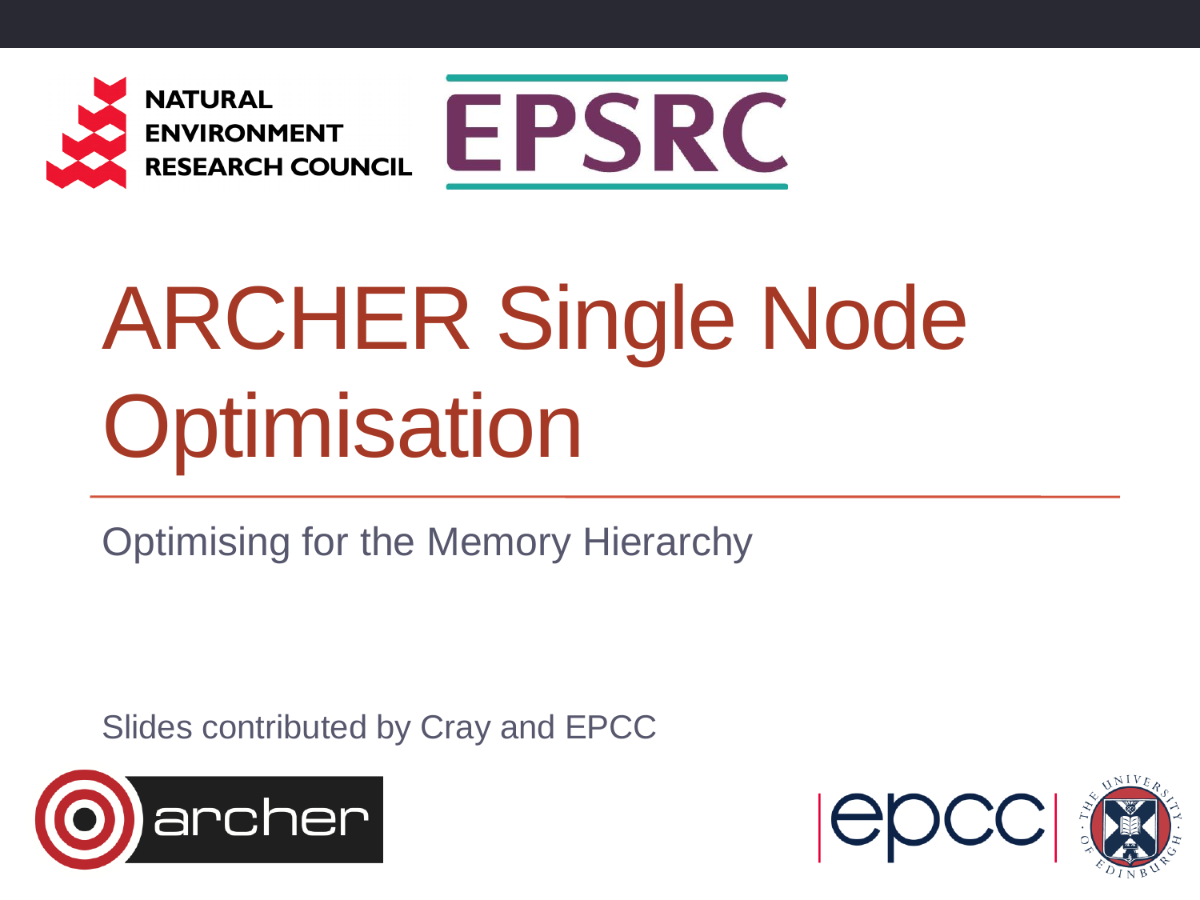# ARCHER Single Node Optimisation

## Optimising for the Memory Hierarchy

Slides contributed by Cray and EPCC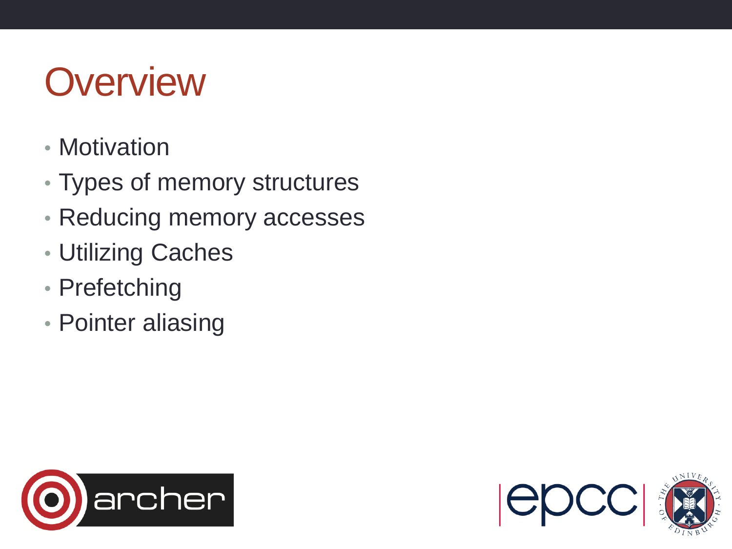# Overview

- Motivation
- Types of memory structures
- Reducing memory accesses
- Utilizing Caches
- Prefetching
- Pointer aliasing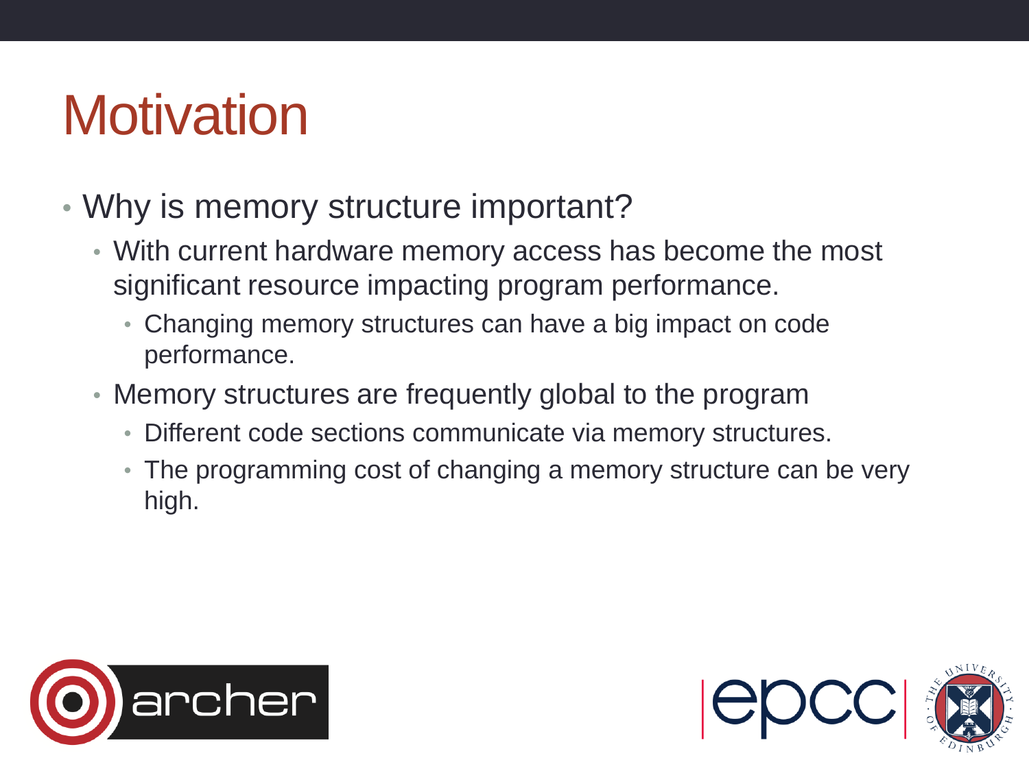# Motivation

- Why is memory structure important?
  - With current hardware memory access has become the most significant resource impacting program performance.
    - Changing memory structures can have a big impact on code performance.
  - Memory structures are frequently global to the program
    - Different code sections communicate via memory structures.
    - The programming cost of changing a memory structure can be very high.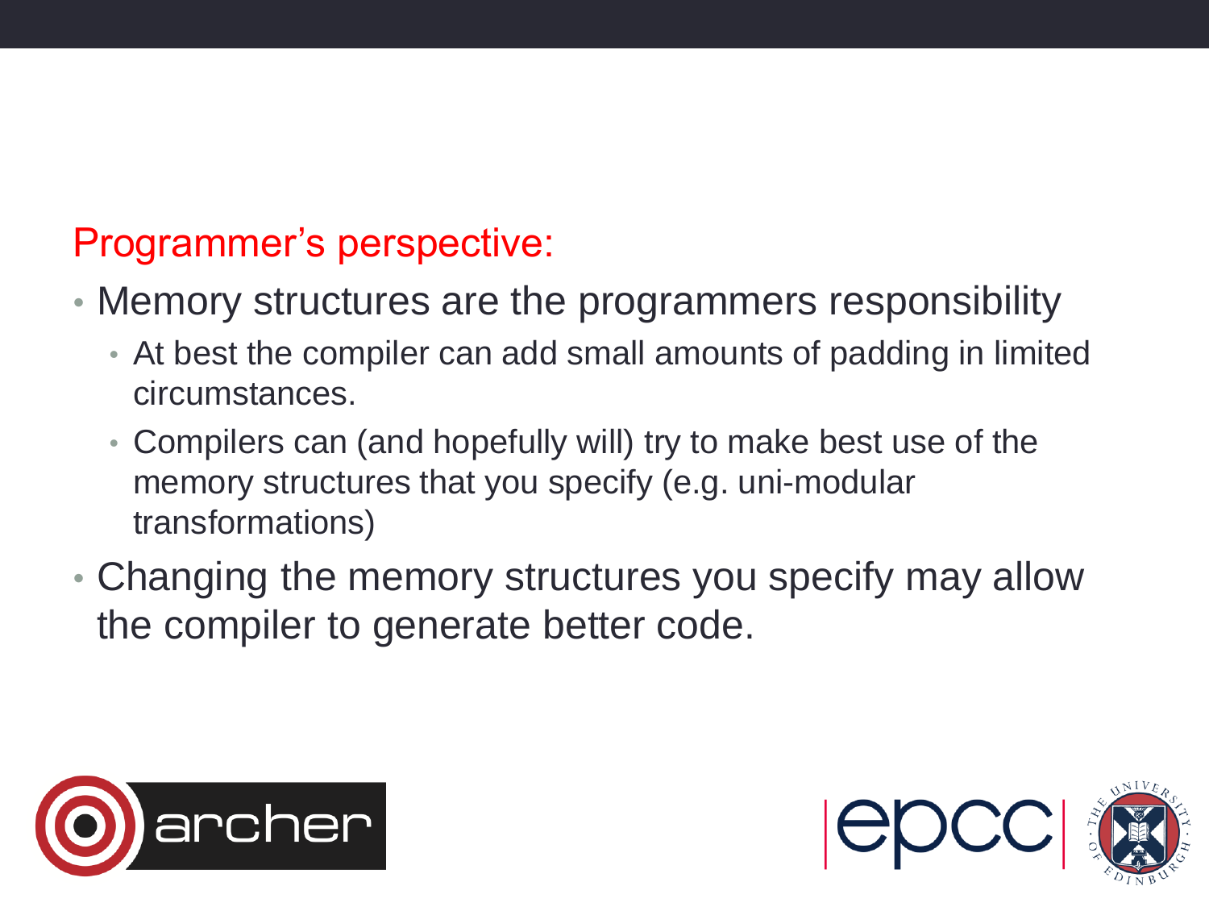## Programmer's perspective:

- Memory structures are the programmers responsibility
  - At best the compiler can add small amounts of padding in limited circumstances.
  - Compilers can (and hopefully will) try to make best use of the memory structures that you specify (e.g. uni-modular transformations)
- Changing the memory structures you specify may allow the compiler to generate better code.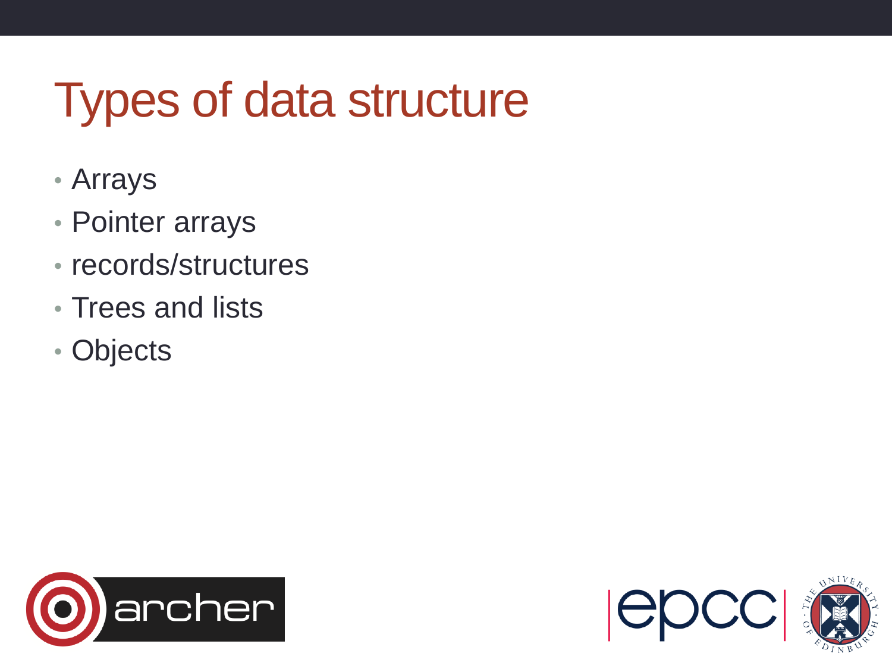# Types of data structure

- Arrays
- Pointer arrays
- records/structures
- Trees and lists
- Objects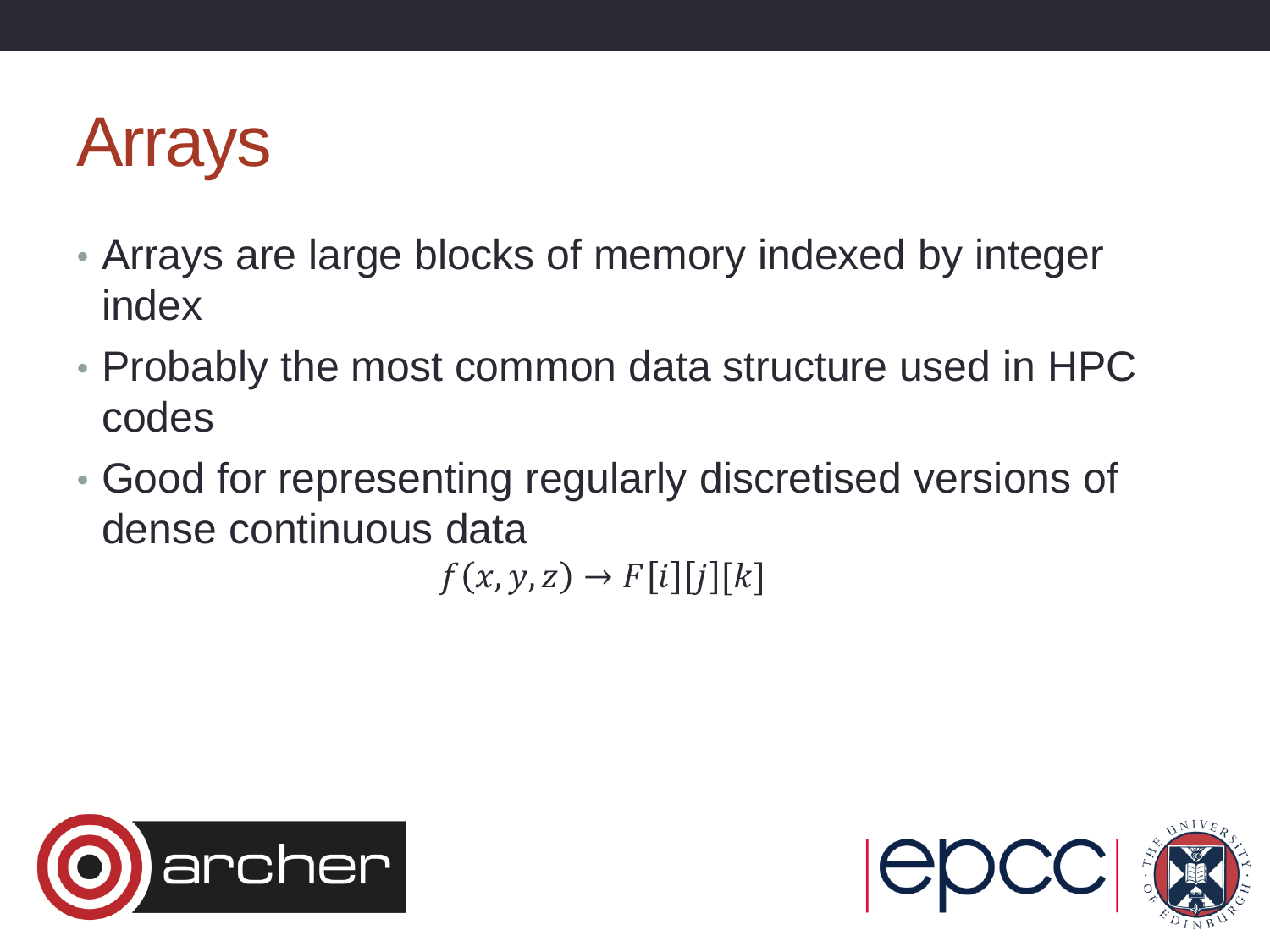# Arrays

- Arrays are large blocks of memory indexed by integer index
- Probably the most common data structure used in HPC codes
- Good for representing regularly discretised versions of dense continuous data

$$f(x, y, z) \rightarrow F[i][j][k]$$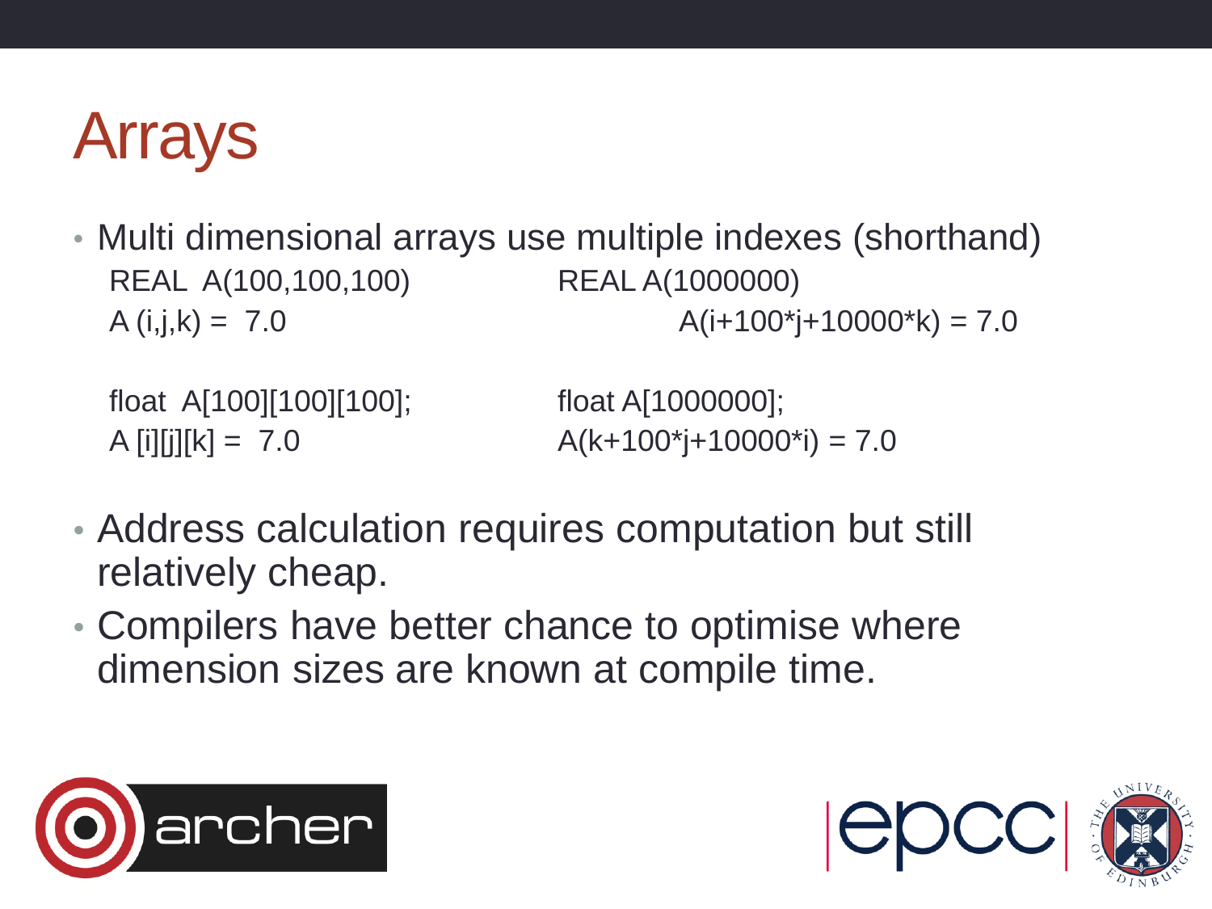# Arrays

- Multi dimensional arrays use multiple indexes (shorthand)

```
REAL  A(100,100,100)          REAL A(1000000)
A (i,j,k) =  7.0                      A(i+100*j+10000*k) = 7.0

float  A[100][100][100];      float A[1000000];
A [i][j][k] =  7.0            A(k+100*j+10000*i) = 7.0
```

- Address calculation requires computation but still relatively cheap.
- Compilers have better chance to optimise where dimension sizes are known at compile time.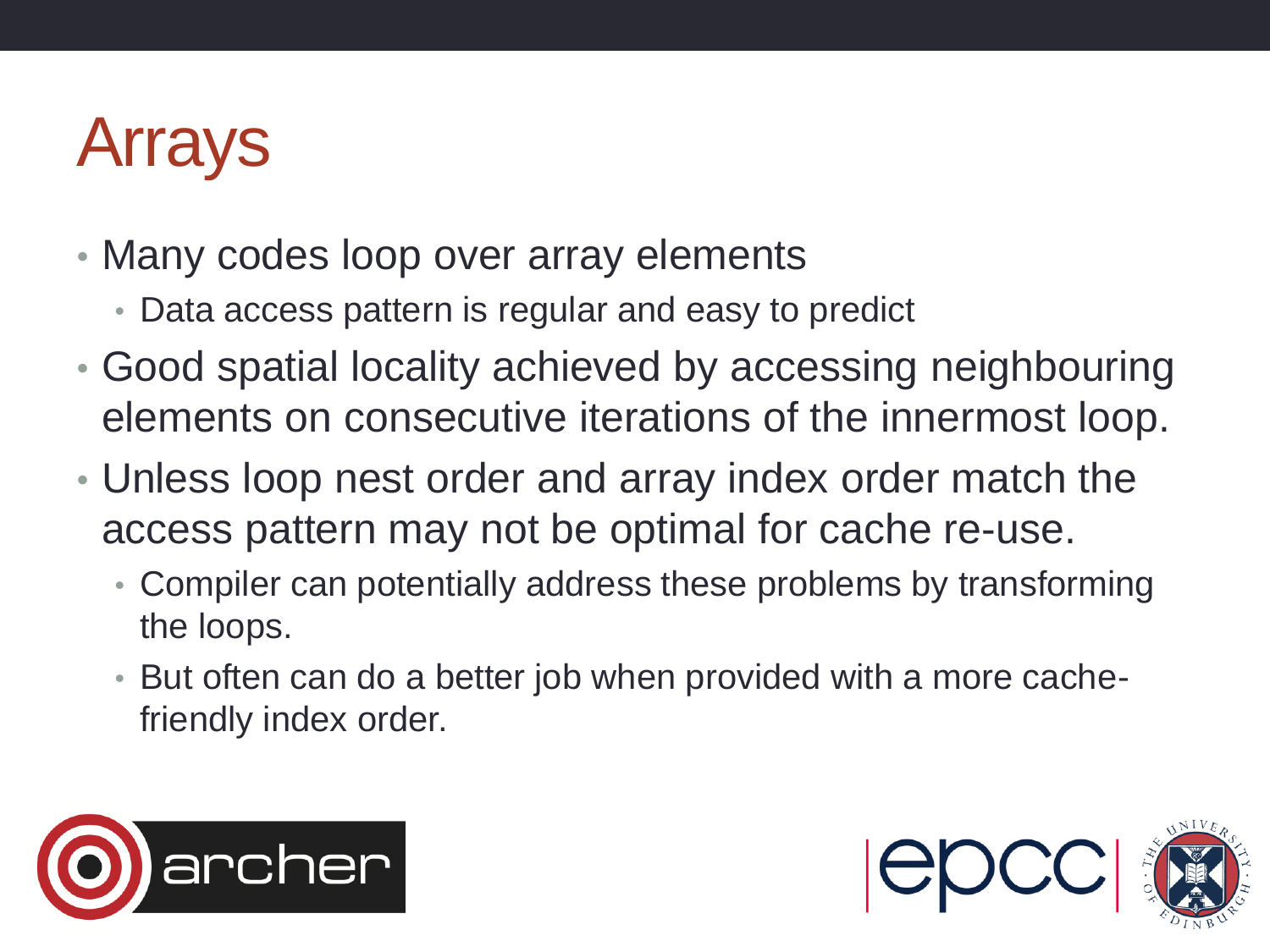# Arrays

- Many codes loop over array elements
  - Data access pattern is regular and easy to predict
- Good spatial locality achieved by accessing neighbouring elements on consecutive iterations of the innermost loop.
- Unless loop nest order and array index order match the access pattern may not be optimal for cache re-use.
  - Compiler can potentially address these problems by transforming the loops.
  - But often can do a better job when provided with a more cache-friendly index order.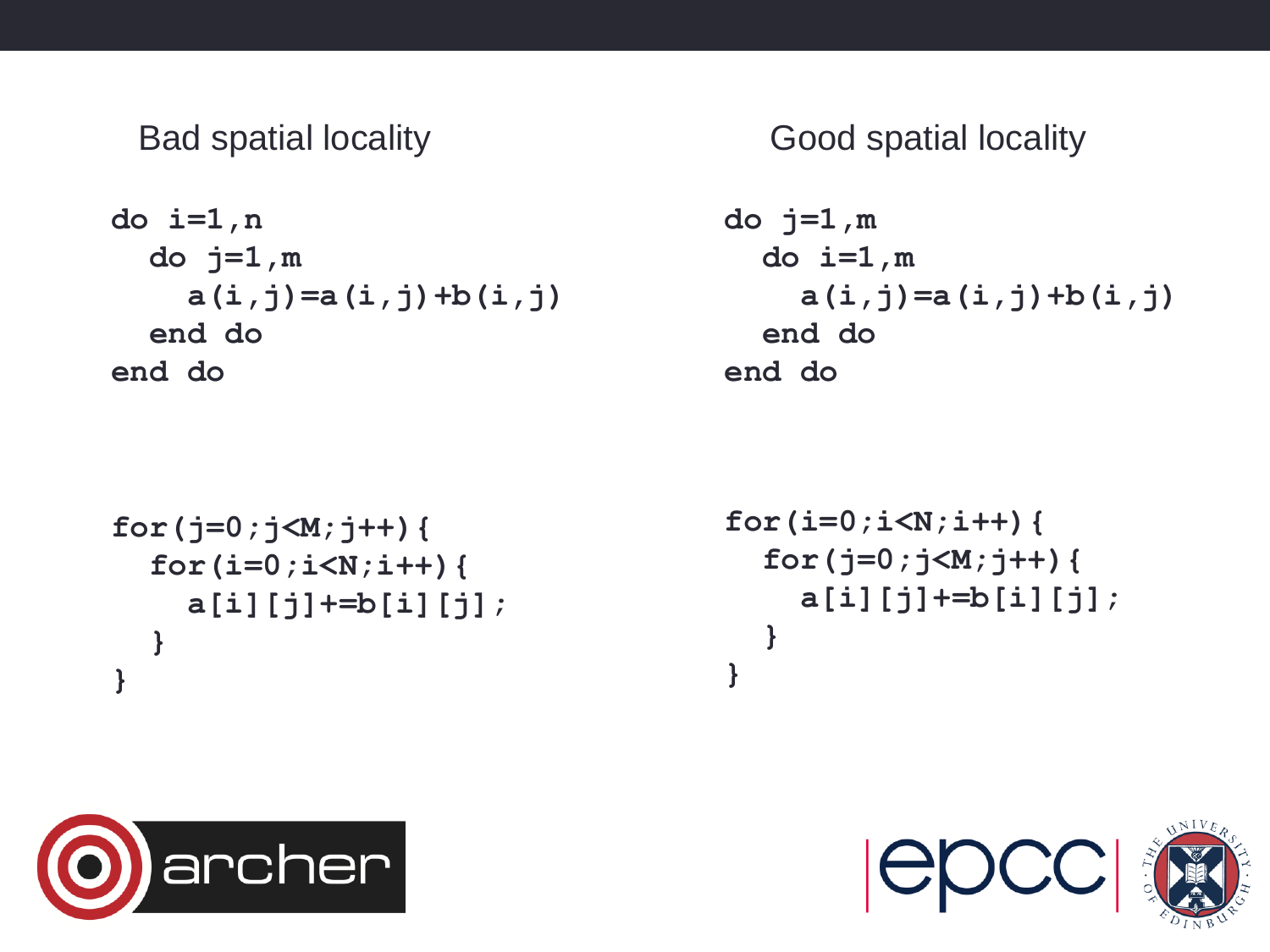## Bad spatial locality

```
do i=1,n
  do j=1,m
    a(i,j)=a(i,j)+b(i,j)
  end do
end do
```

```
for(j=0;j<M;j++){
  for(i=0;i<N;i++){
    a[i][j]+=b[i][j];
  }
}
```

## Good spatial locality

```
do j=1,m
  do i=1,m
    a(i,j)=a(i,j)+b(i,j)
  end do
end do
```

```
for(i=0;i<N;i++){
  for(j=0;j<M;j++){
    a[i][j]+=b[i][j];
  }
}
```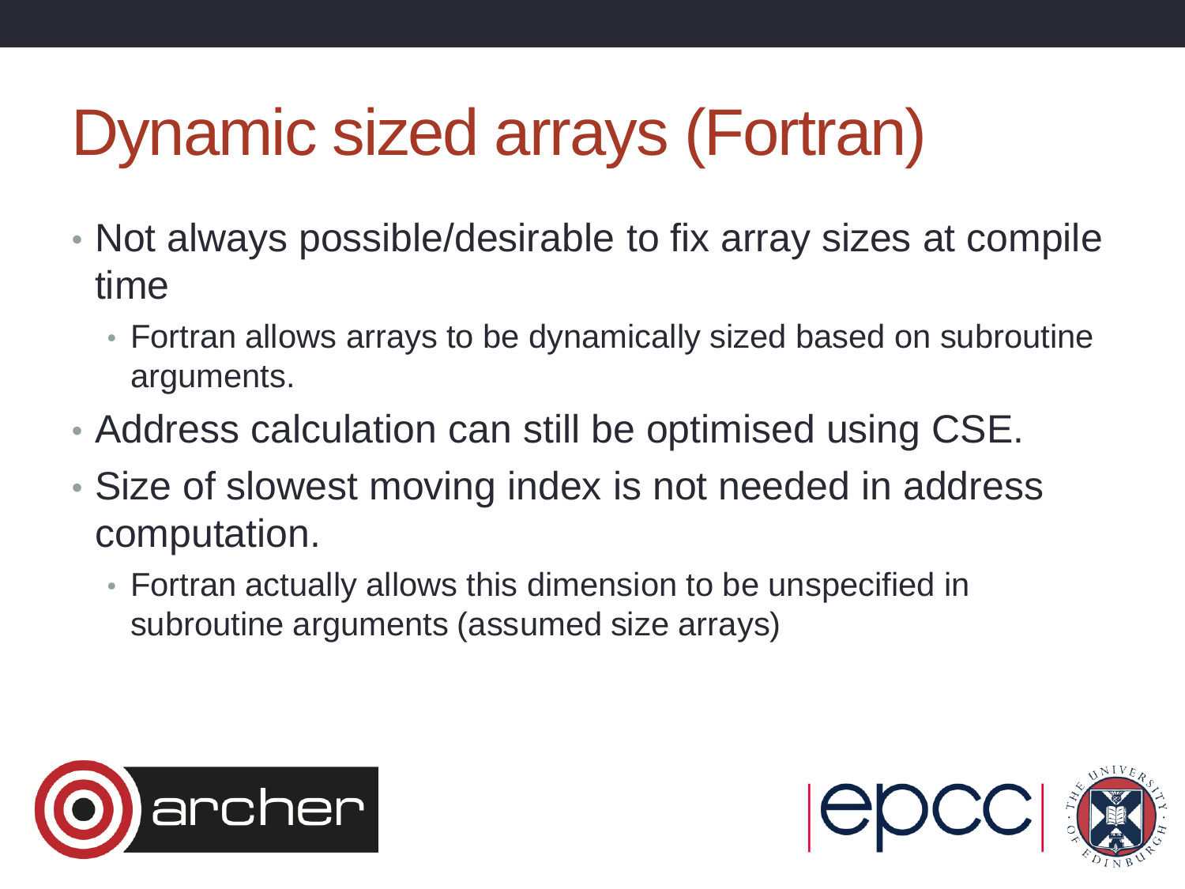# Dynamic sized arrays (Fortran)

- Not always possible/desirable to fix array sizes at compile time
  - Fortran allows arrays to be dynamically sized based on subroutine arguments.
- Address calculation can still be optimised using CSE.
- Size of slowest moving index is not needed in address computation.
  - Fortran actually allows this dimension to be unspecified in subroutine arguments (assumed size arrays)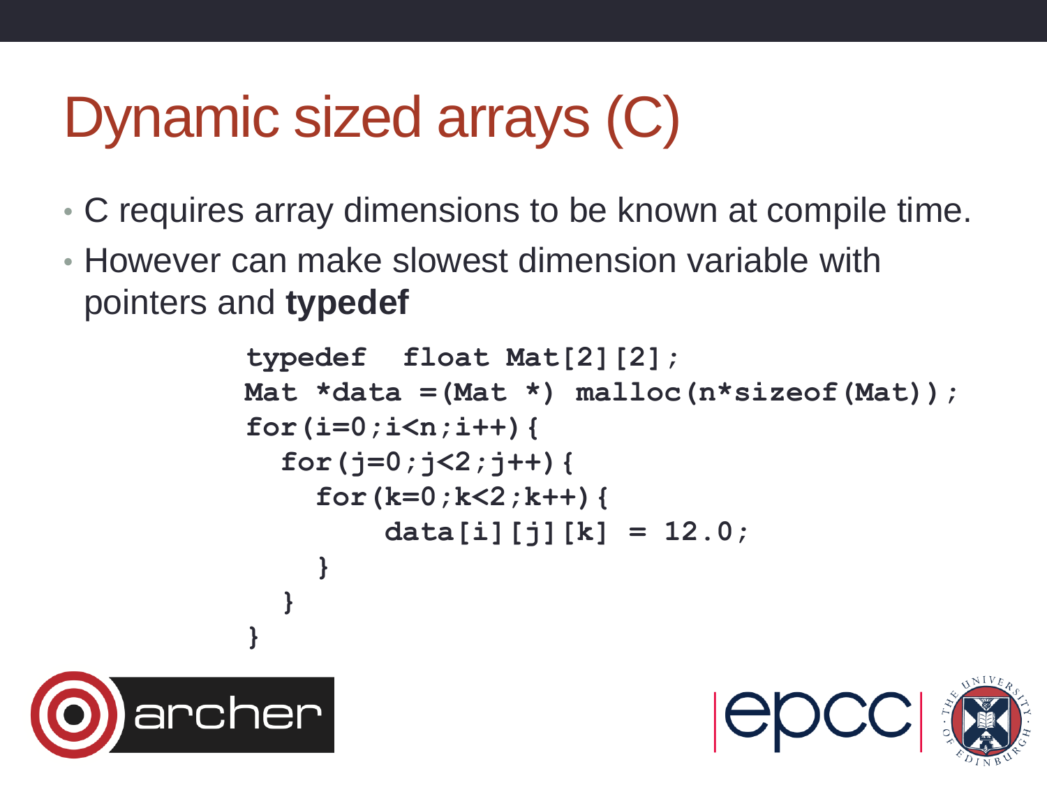# Dynamic sized arrays (C)

- C requires array dimensions to be known at compile time.
- However can make slowest dimension variable with pointers and **typedef**

```
typedef  float Mat[2][2];
Mat *data =(Mat *) malloc(n*sizeof(Mat));
for(i=0;i<n;i++){
  for(j=0;j<2;j++){
    for(k=0;k<2;k++){
        data[i][j][k] = 12.0;
    }
  }
}
```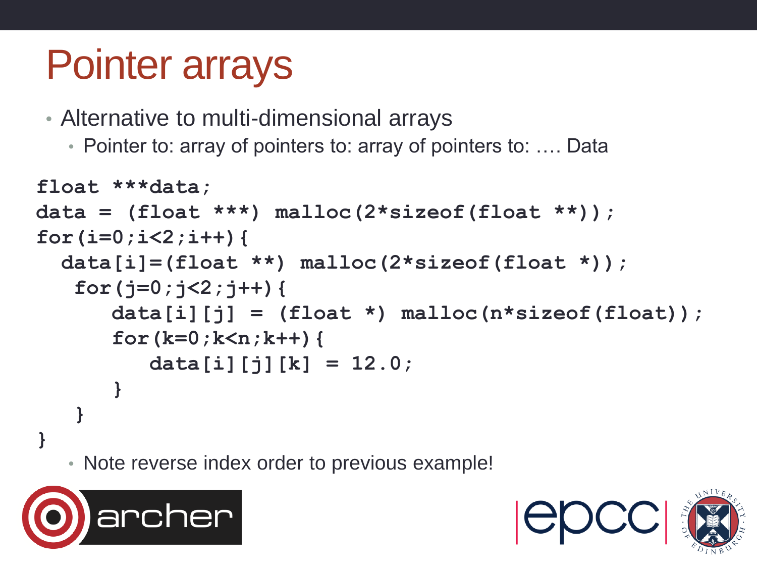# Pointer arrays

- Alternative to multi-dimensional arrays
  - Pointer to: array of pointers to: array of pointers to: …. Data

```
float ***data;
data = (float ***) malloc(2*sizeof(float **));
for(i=0;i<2;i++){
  data[i]=(float **) malloc(2*sizeof(float *));
   for(j=0;j<2;j++){
      data[i][j] = (float *) malloc(n*sizeof(float));
      for(k=0;k<n;k++){
         data[i][j][k] = 12.0;
      }
   }
}
```

- Note reverse index order to previous example!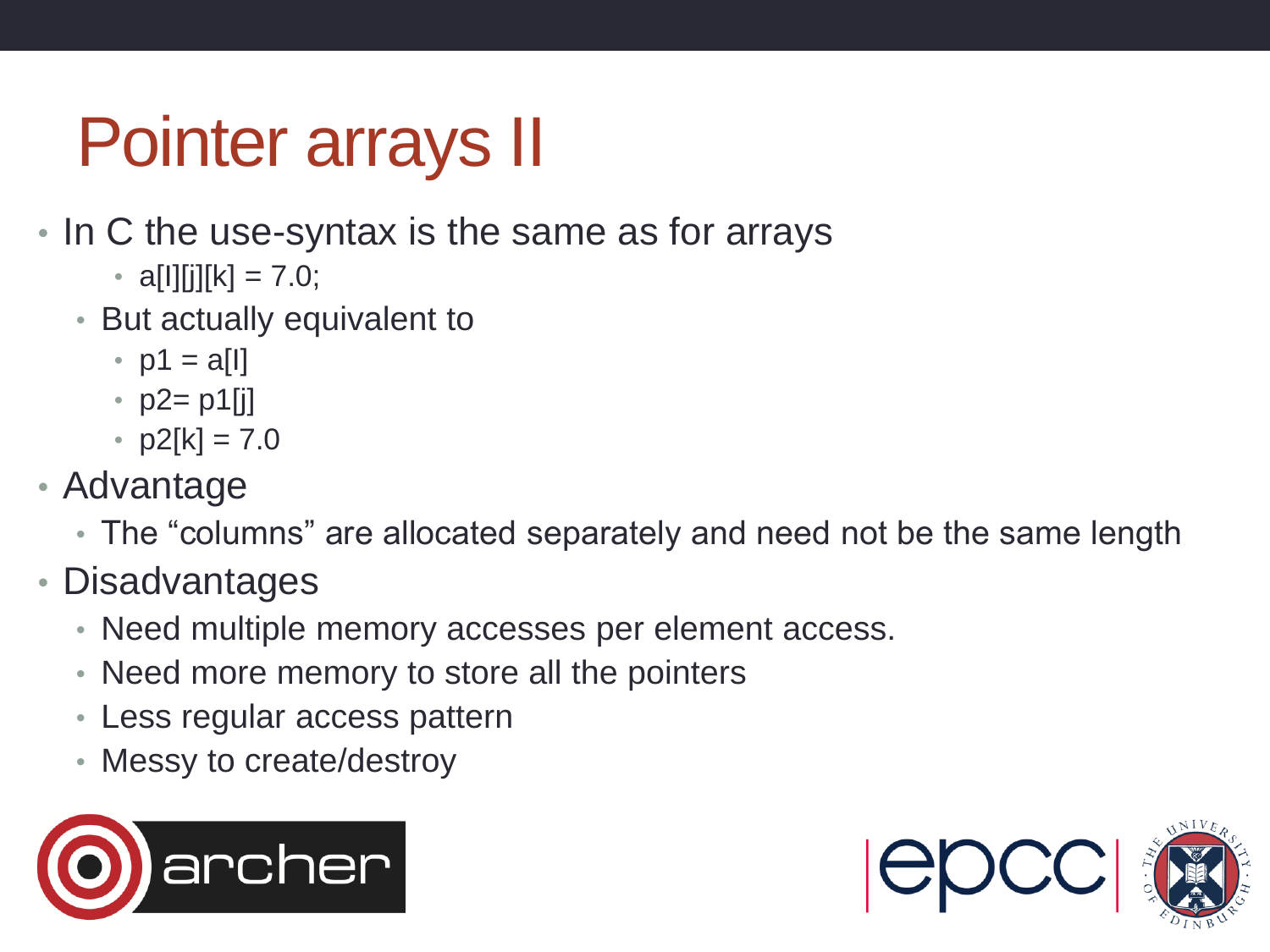# Pointer arrays II

- In C the use-syntax is the same as for arrays
    - a[I][j][k] = 7.0;
  - But actually equivalent to
    - p1 = a[I]
    - p2= p1[j]
    - p2[k] = 7.0
- Advantage
  - The “columns” are allocated separately and need not be the same length
- Disadvantages
  - Need multiple memory accesses per element access.
  - Need more memory to store all the pointers
  - Less regular access pattern
  - Messy to create/destroy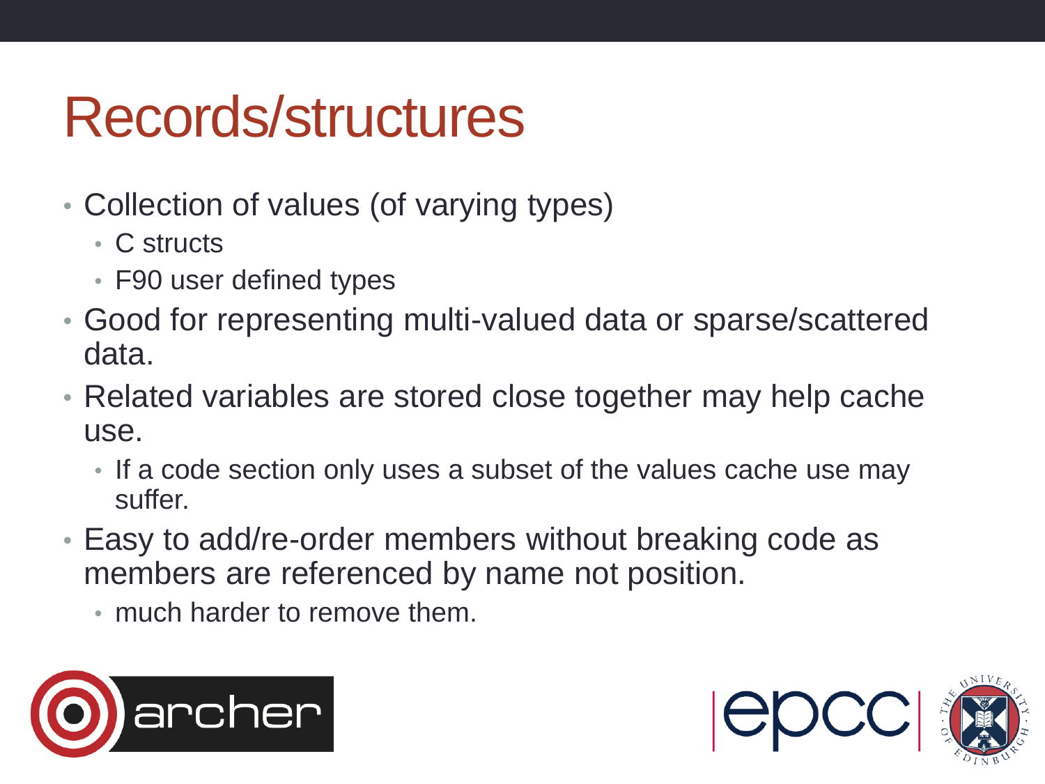# Records/structures

- Collection of values (of varying types)
  - C structs
  - F90 user defined types
- Good for representing multi-valued data or sparse/scattered data.
- Related variables are stored close together may help cache use.
  - If a code section only uses a subset of the values cache use may suffer.
- Easy to add/re-order members without breaking code as members are referenced by name not position.
  - much harder to remove them.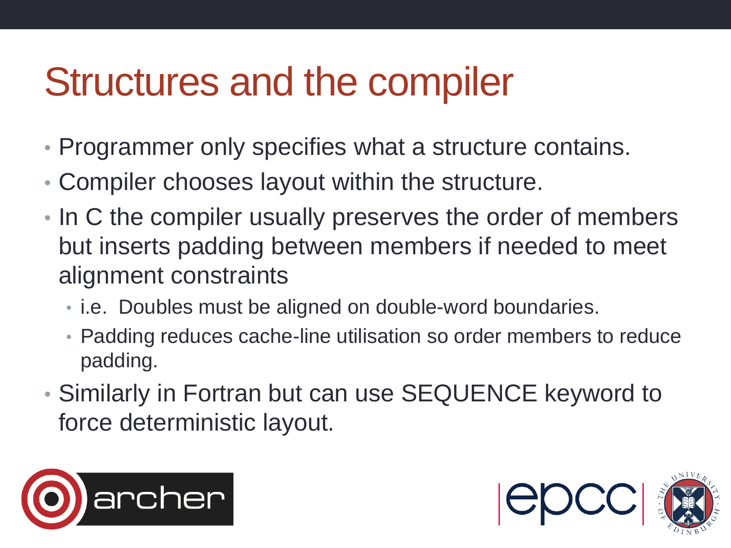# Structures and the compiler

- Programmer only specifies what a structure contains.
- Compiler chooses layout within the structure.
- In C the compiler usually preserves the order of members but inserts padding between members if needed to meet alignment constraints
  - i.e. Doubles must be aligned on double-word boundaries.
  - Padding reduces cache-line utilisation so order members to reduce padding.
- Similarly in Fortran but can use SEQUENCE keyword to force deterministic layout.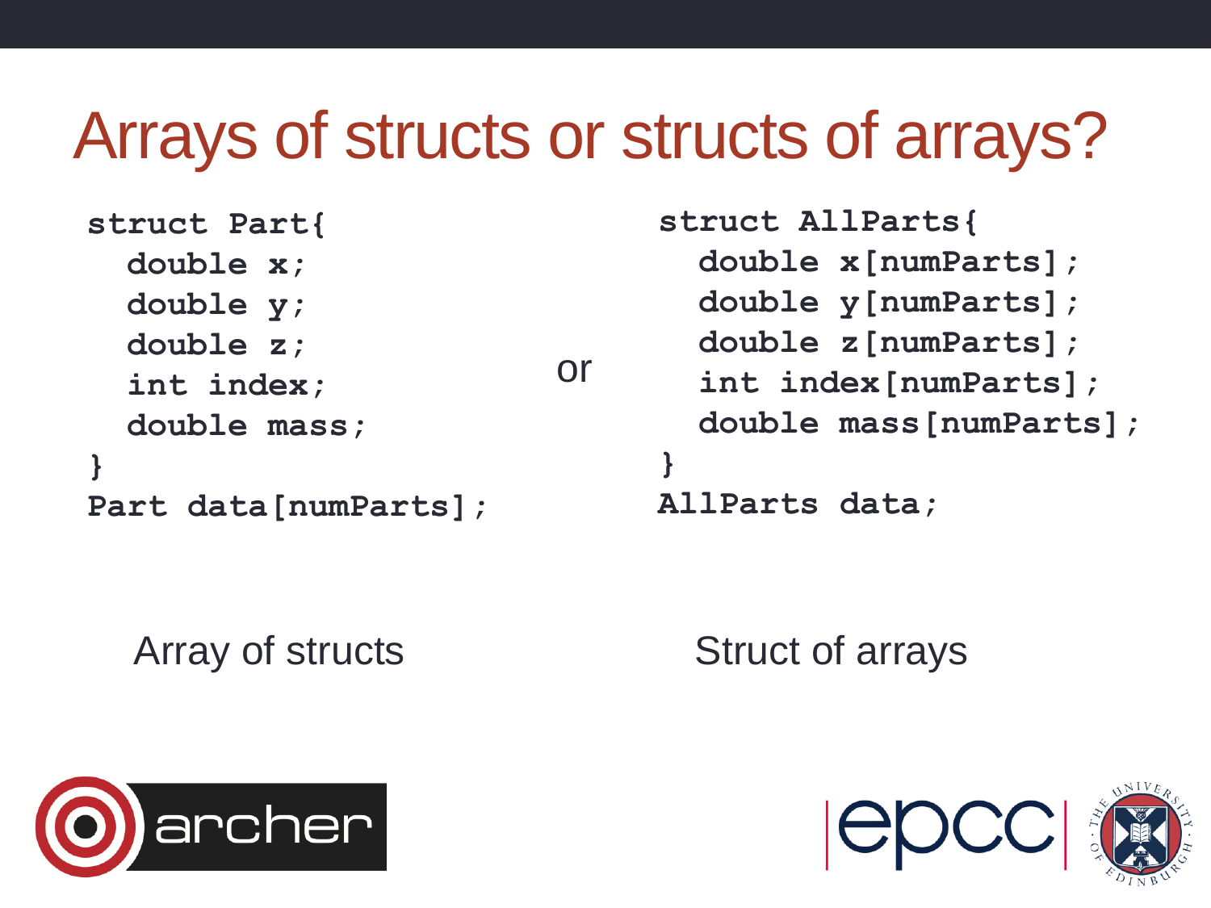# Arrays of structs or structs of arrays?

```
struct Part{
  double x;
  double y;
  double z;
  int index;
  double mass;
}
Part data[numParts];
```

or

```
struct AllParts{
  double x[numParts];
  double y[numParts];
  double z[numParts];
  int index[numParts];
  double mass[numParts];
}
AllParts data;
```

Array of structs

Struct of arrays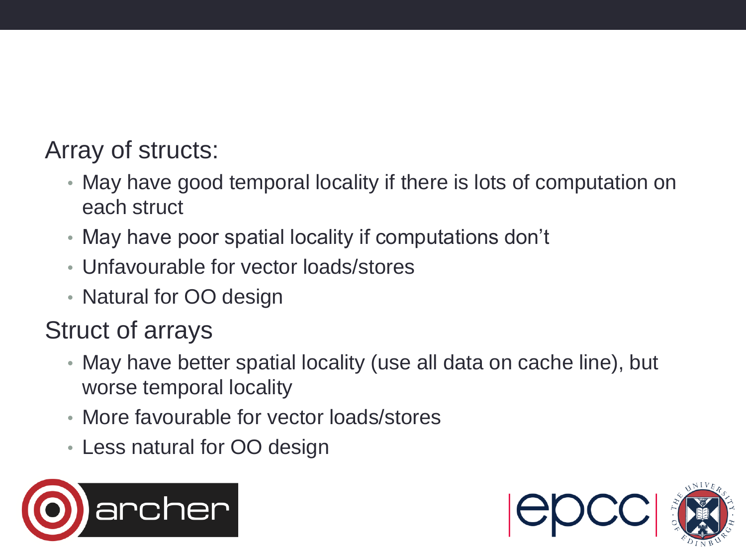Array of structs:

- May have good temporal locality if there is lots of computation on each struct
- May have poor spatial locality if computations don't
- Unfavourable for vector loads/stores
- Natural for OO design

Struct of arrays

- May have better spatial locality (use all data on cache line), but worse temporal locality
- More favourable for vector loads/stores
- Less natural for OO design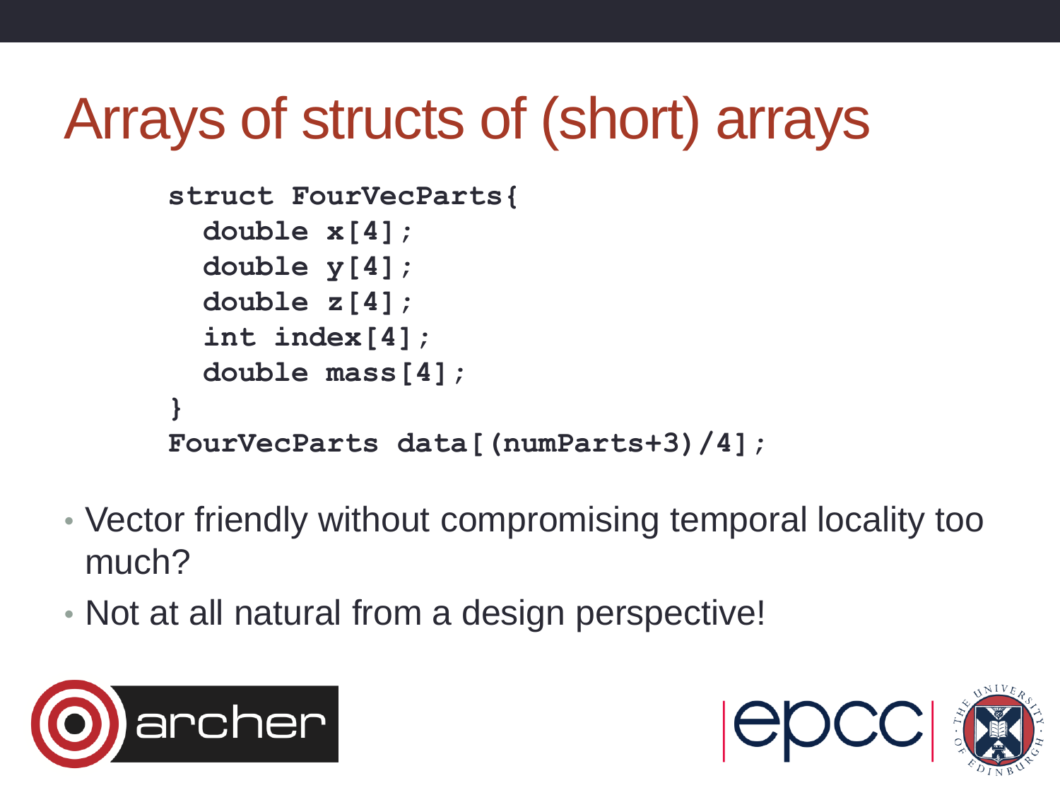# Arrays of structs of (short) arrays

```
struct FourVecParts{
  double x[4];
  double y[4];
  double z[4];
  int index[4];
  double mass[4];
}
FourVecParts data[(numParts+3)/4];
```

- Vector friendly without compromising temporal locality too much?
- Not at all natural from a design perspective!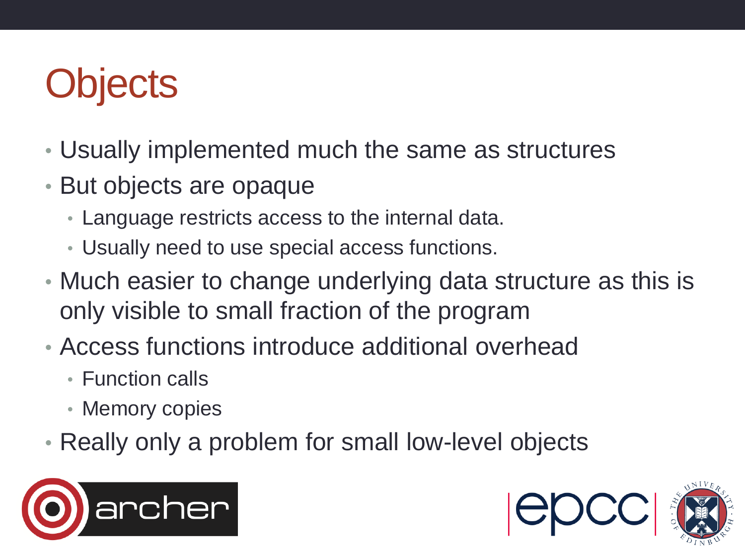# Objects

- Usually implemented much the same as structures
- But objects are opaque
  - Language restricts access to the internal data.
  - Usually need to use special access functions.
- Much easier to change underlying data structure as this is only visible to small fraction of the program
- Access functions introduce additional overhead
  - Function calls
  - Memory copies
- Really only a problem for small low-level objects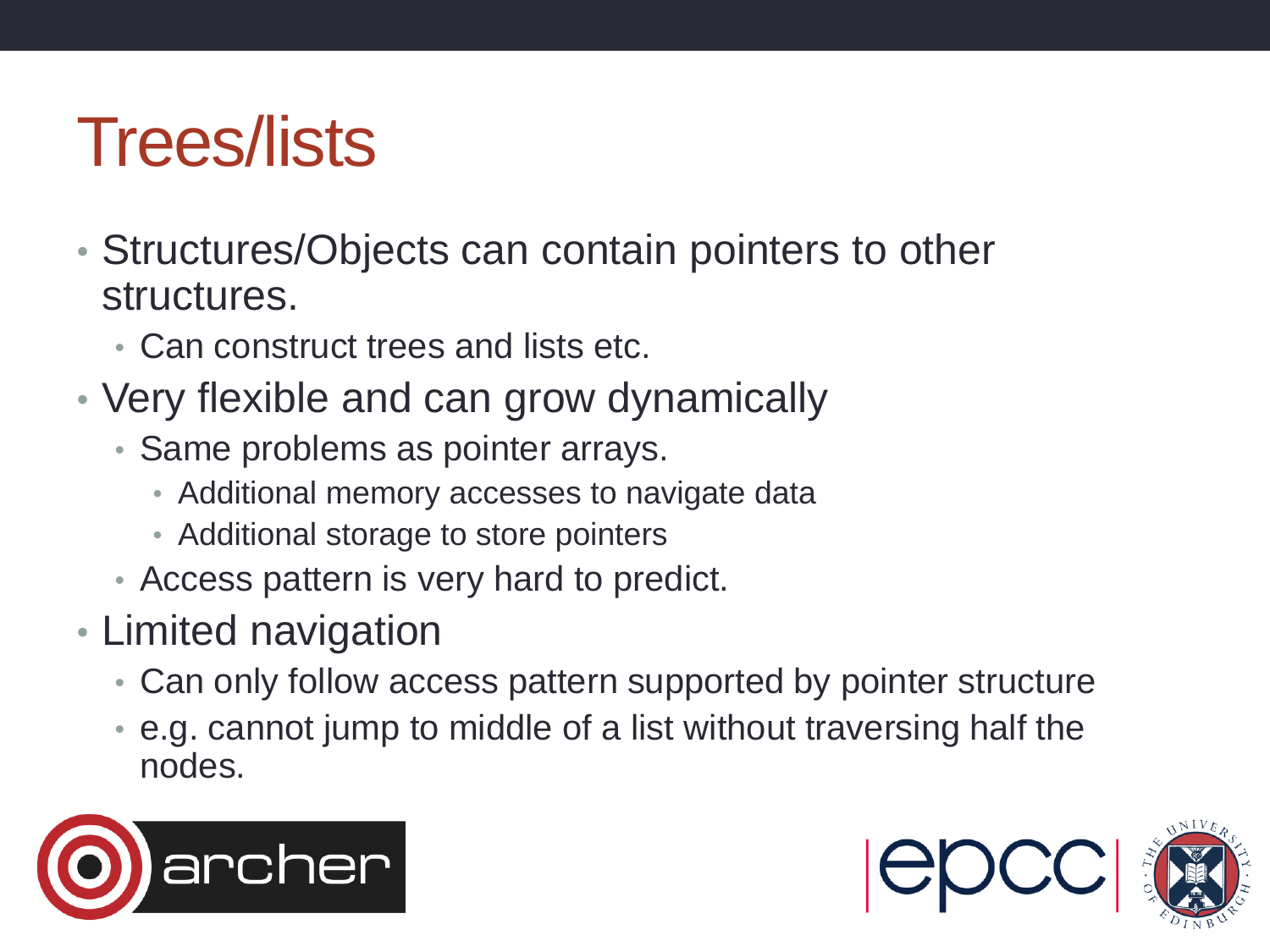# Trees/lists

- Structures/Objects can contain pointers to other structures.
  - Can construct trees and lists etc.
- Very flexible and can grow dynamically
  - Same problems as pointer arrays.
    - Additional memory accesses to navigate data
    - Additional storage to store pointers
  - Access pattern is very hard to predict.
- Limited navigation
  - Can only follow access pattern supported by pointer structure
  - e.g. cannot jump to middle of a list without traversing half the nodes.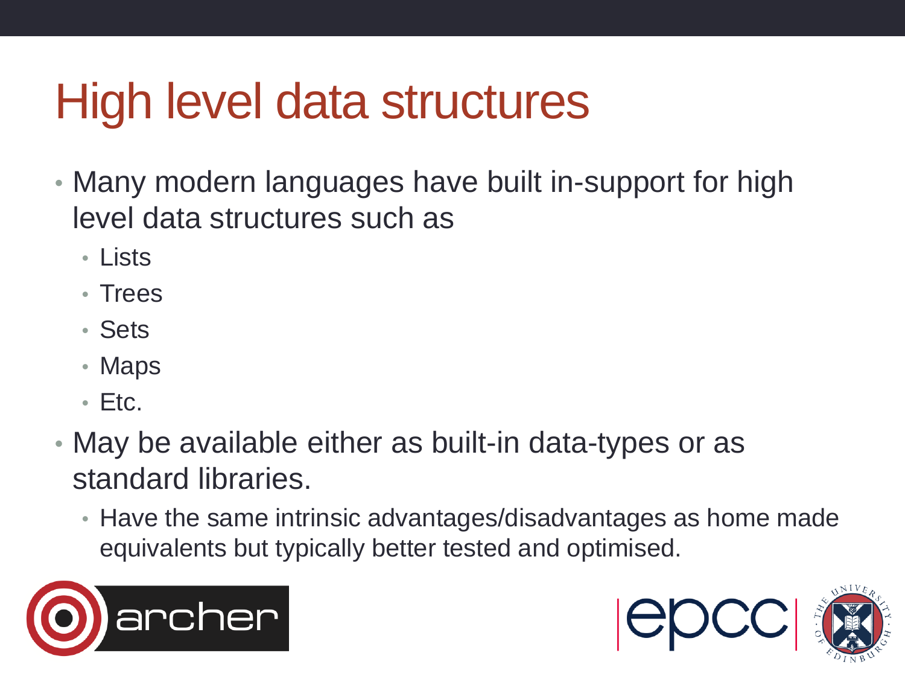# High level data structures

- Many modern languages have built in-support for high level data structures such as
  - Lists
  - Trees
  - Sets
  - Maps
  - Etc.
- May be available either as built-in data-types or as standard libraries.
  - Have the same intrinsic advantages/disadvantages as home made equivalents but typically better tested and optimised.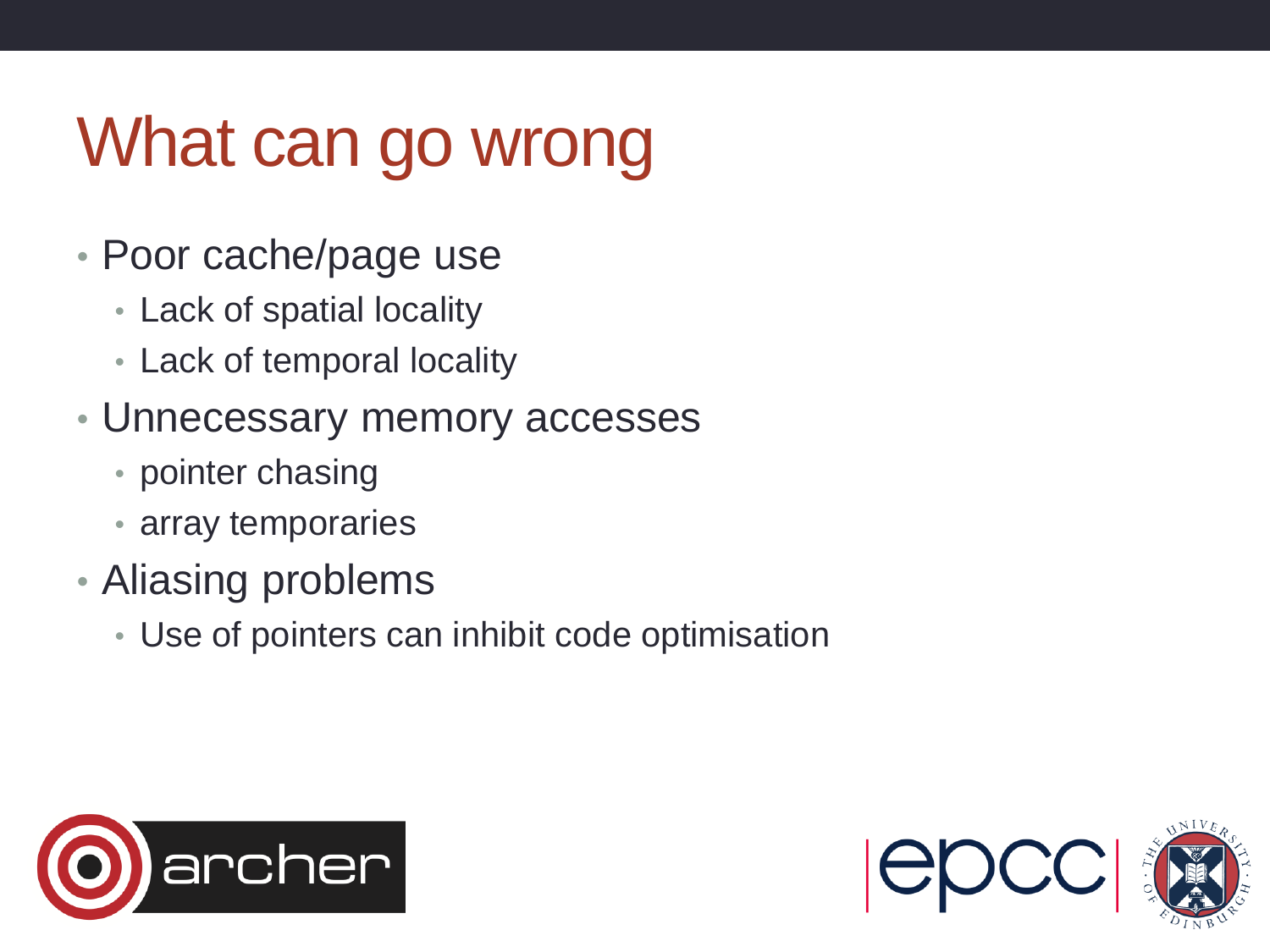# What can go wrong

- Poor cache/page use
  - Lack of spatial locality
  - Lack of temporal locality
- Unnecessary memory accesses
  - pointer chasing
  - array temporaries
- Aliasing problems
  - Use of pointers can inhibit code optimisation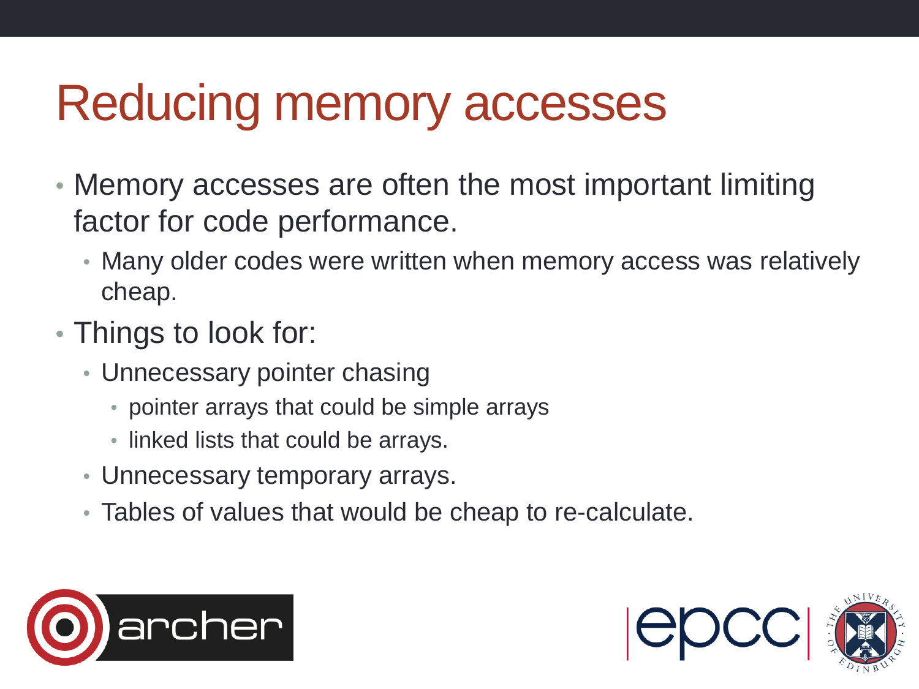# Reducing memory accesses

- Memory accesses are often the most important limiting factor for code performance.
  - Many older codes were written when memory access was relatively cheap.
- Things to look for:
  - Unnecessary pointer chasing
    - pointer arrays that could be simple arrays
    - linked lists that could be arrays.
  - Unnecessary temporary arrays.
  - Tables of values that would be cheap to re-calculate.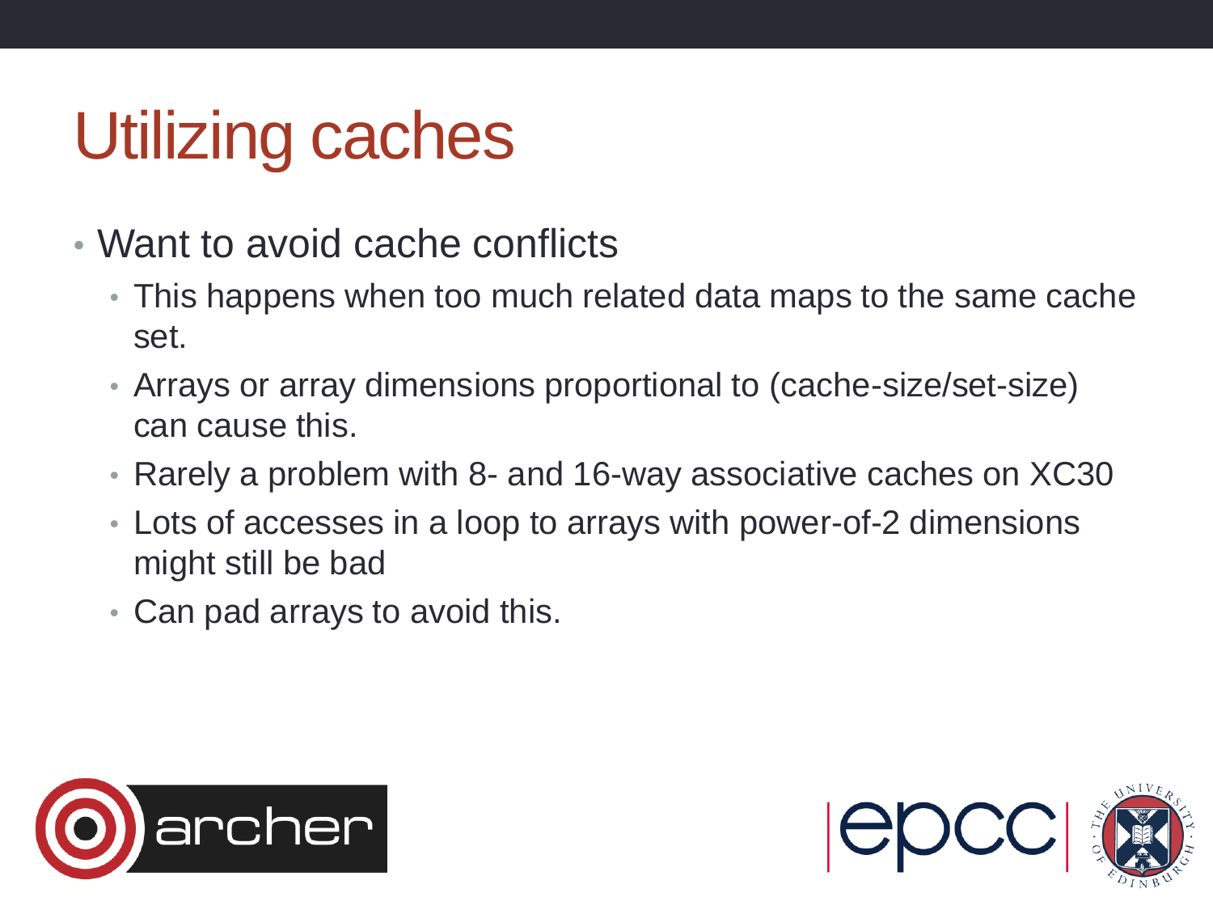# Utilizing caches

- Want to avoid cache conflicts
  - This happens when too much related data maps to the same cache set.
  - Arrays or array dimensions proportional to (cache-size/set-size) can cause this.
  - Rarely a problem with 8- and 16-way associative caches on XC30
  - Lots of accesses in a loop to arrays with power-of-2 dimensions might still be bad
  - Can pad arrays to avoid this.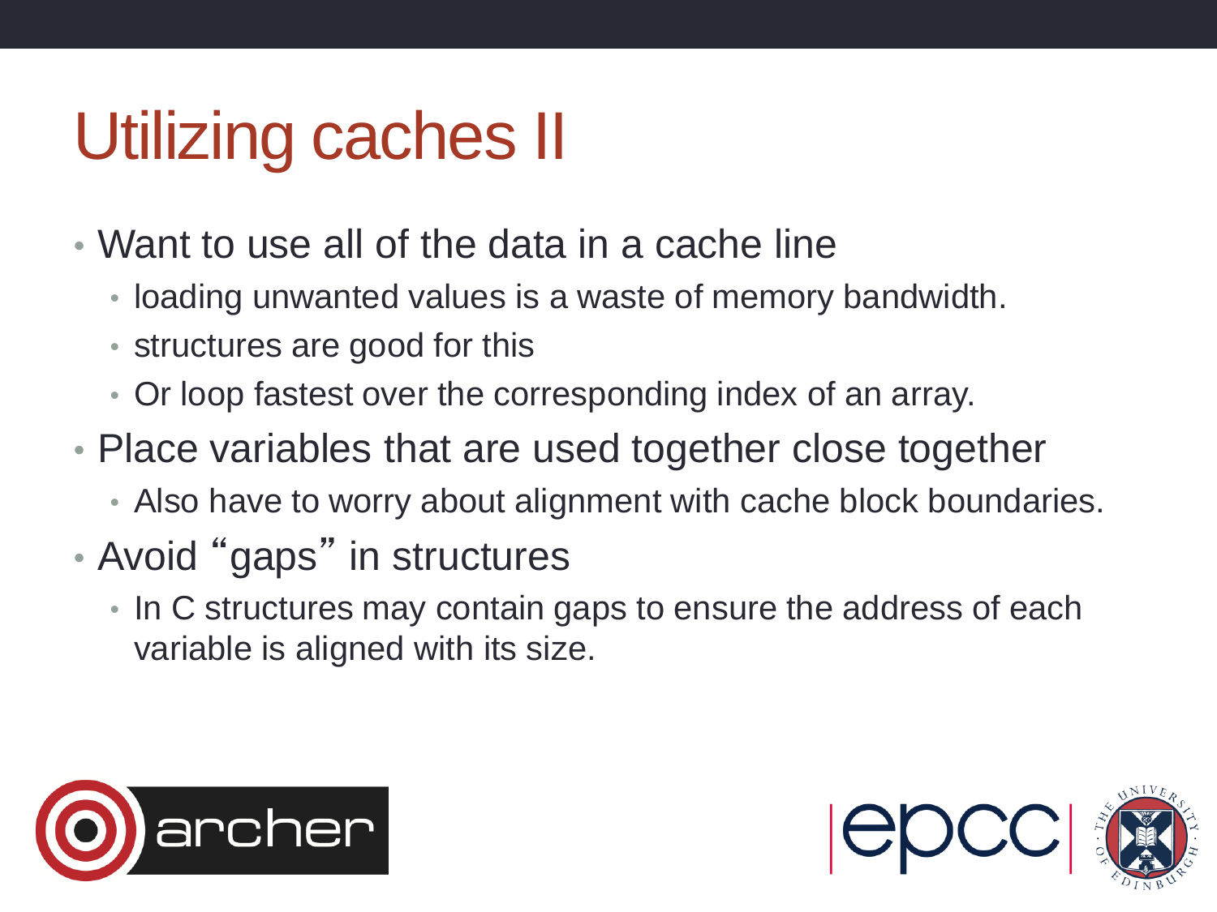# Utilizing caches II

- Want to use all of the data in a cache line
  - loading unwanted values is a waste of memory bandwidth.
  - structures are good for this
  - Or loop fastest over the corresponding index of an array.
- Place variables that are used together close together
  - Also have to worry about alignment with cache block boundaries.
- Avoid "gaps" in structures
  - In C structures may contain gaps to ensure the address of each variable is aligned with its size.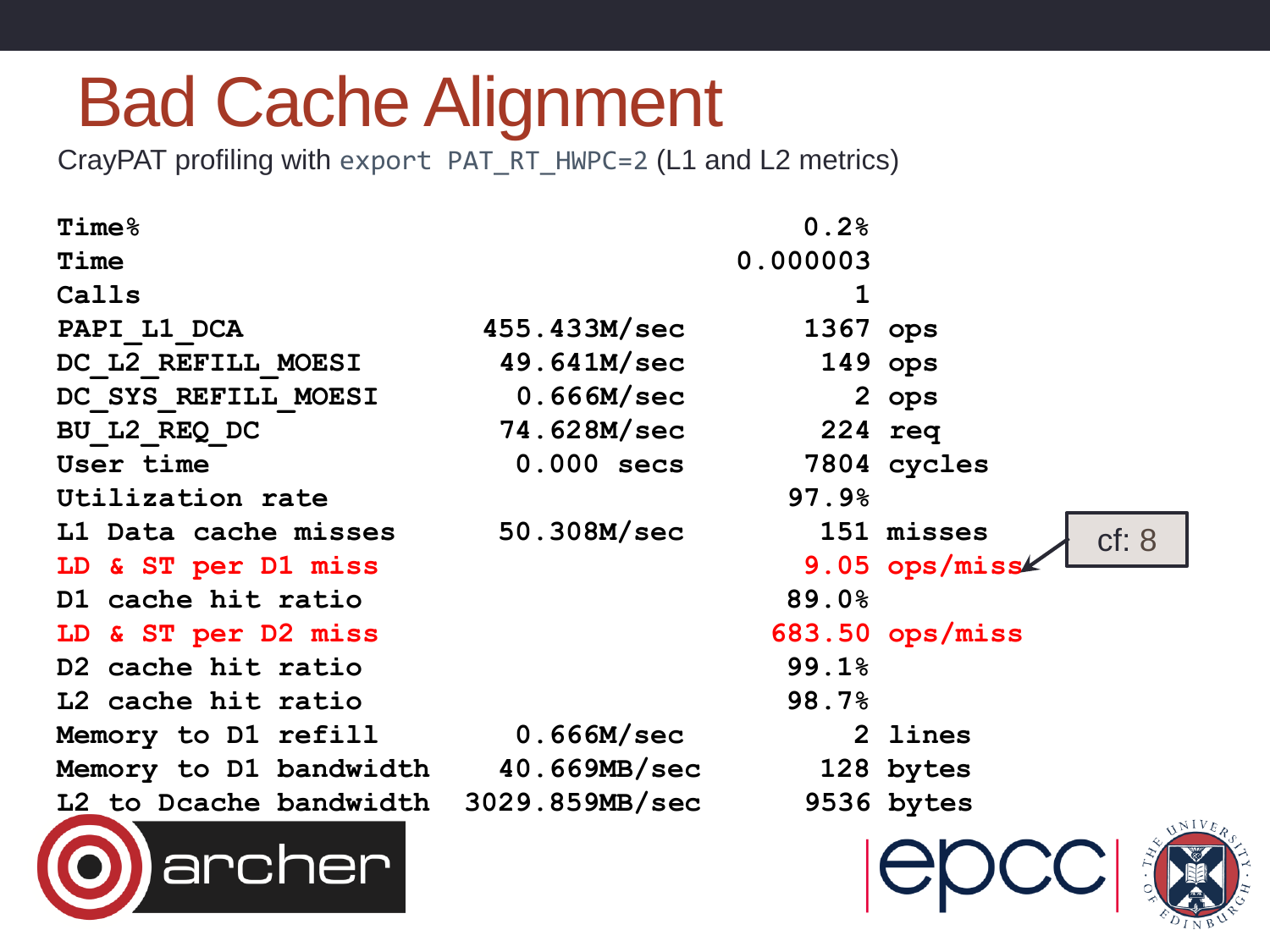# Bad Cache Alignment

CrayPAT profiling with `export PAT_RT_HWPC=2` (L1 and L2 metrics)

```
Time%                                               0.2%
Time                                            0.000003
Calls                                                  1
PAPI_L1_DCA                  455.433M/sec           1367 ops
DC_L2_REFILL_MOESI            49.641M/sec            149 ops
DC_SYS_REFILL_MOESI            0.666M/sec              2 ops
BU_L2_REQ_DC                  74.628M/sec            224 req
User time                      0.000 secs           7804 cycles
Utilization rate                                   97.9%
L1 Data cache misses          50.308M/sec            151 misses
LD & ST per D1 miss                                 9.05 ops/miss
D1 cache hit ratio                                 89.0%
LD & ST per D2 miss                               683.50 ops/miss
D2 cache hit ratio                                 99.1%
L2 cache hit ratio                                 98.7%
Memory to D1 refill            0.666M/sec              2 lines
Memory to D1 bandwidth        40.669MB/sec           128 bytes
L2 to Dcache bandwidth      3029.859MB/sec          9536 bytes
```

cf: 8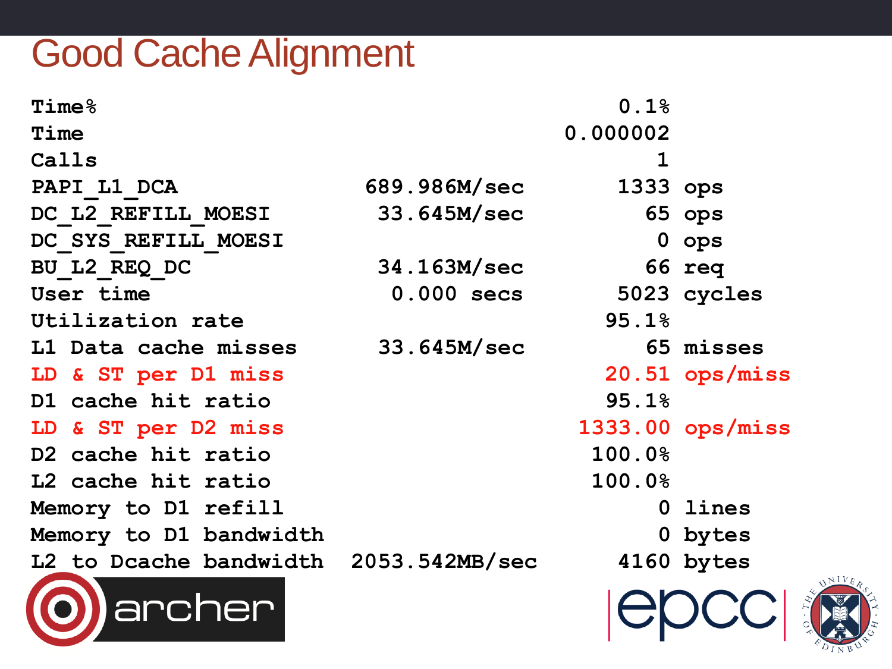# Good Cache Alignment

```
Time%                                                    0.1%
Time                                                0.000002
Calls                                                      1
PAPI_L1_DCA                  689.986M/sec          1333 ops
DC_L2_REFILL_MOESI            33.645M/sec            65 ops
DC_SYS_REFILL_MOESI                                   0 ops
BU_L2_REQ_DC                  34.163M/sec            66 req
User time                      0.000 secs          5023 cycles
Utilization rate                                   95.1%
L1 Data cache misses          33.645M/sec            65 misses
LD & ST per D1 miss                               20.51 ops/miss
D1 cache hit ratio                                 95.1%
LD & ST per D2 miss                             1333.00 ops/miss
D2 cache hit ratio                                100.0%
L2 cache hit ratio                                100.0%
Memory to D1 refill                                   0 lines
Memory to D1 bandwidth                                0 bytes
L2 to Dcache bandwidth     2053.542MB/sec          4160 bytes
```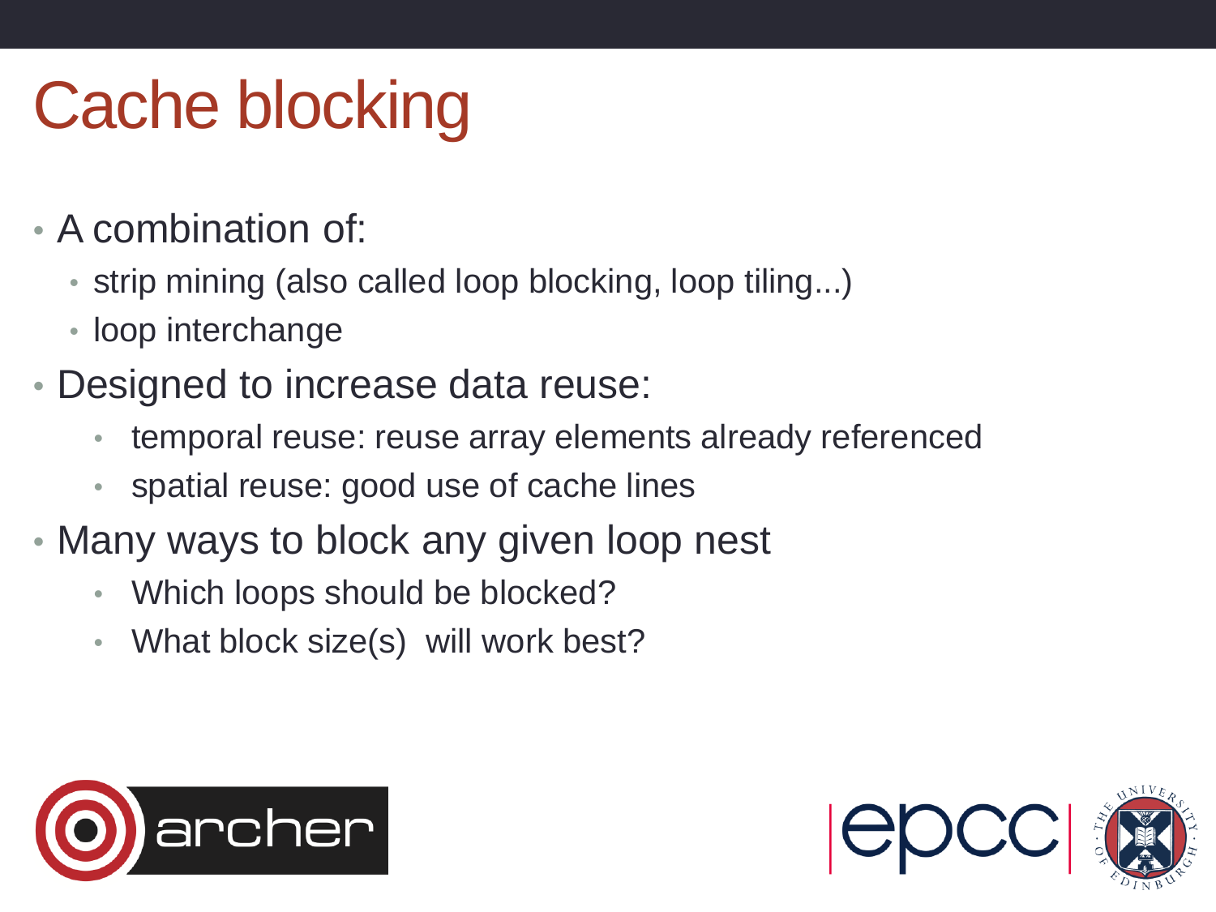# Cache blocking

- A combination of:
  - strip mining (also called loop blocking, loop tiling...)
  - loop interchange
- Designed to increase data reuse:
  - temporal reuse: reuse array elements already referenced
  - spatial reuse: good use of cache lines
- Many ways to block any given loop nest
  - Which loops should be blocked?
  - What block size(s) will work best?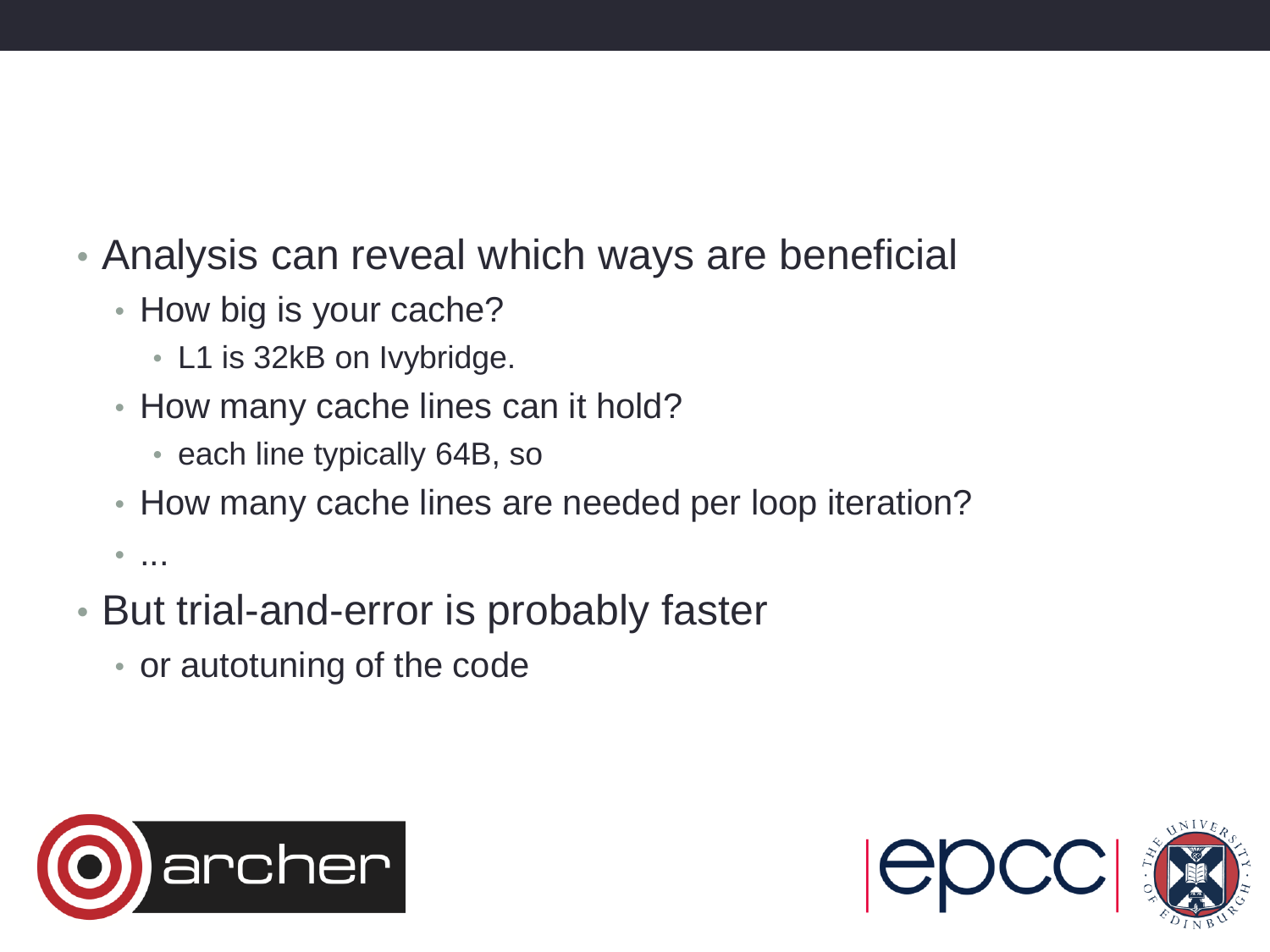- Analysis can reveal which ways are beneficial
  - How big is your cache?
    - L1 is 32kB on Ivybridge.
  - How many cache lines can it hold?
    - each line typically 64B, so
  - How many cache lines are needed per loop iteration?
  - ...
- But trial-and-error is probably faster
  - or autotuning of the code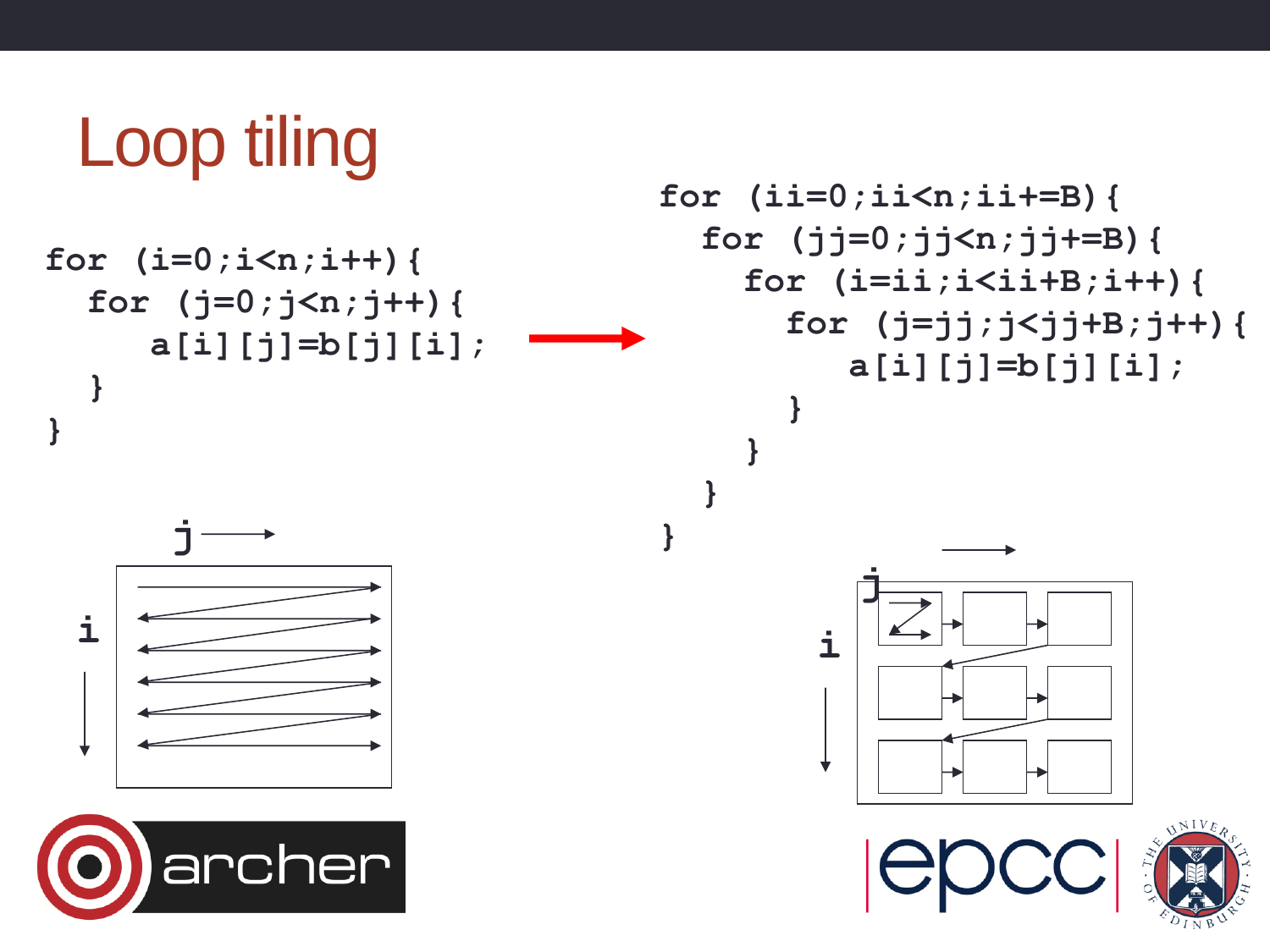# Loop tiling

```
for (i=0;i<n;i++){
  for (j=0;j<n;j++){
     a[i][j]=b[j][i];
  }
}
```

```
for (ii=0;ii<n;ii+=B){
  for (jj=0;jj<n;jj+=B){
    for (i=ii;i<ii+B;i++){
      for (j=jj;j<jj+B;j++){
         a[i][j]=b[j][i];
      }
    }
  }
}
```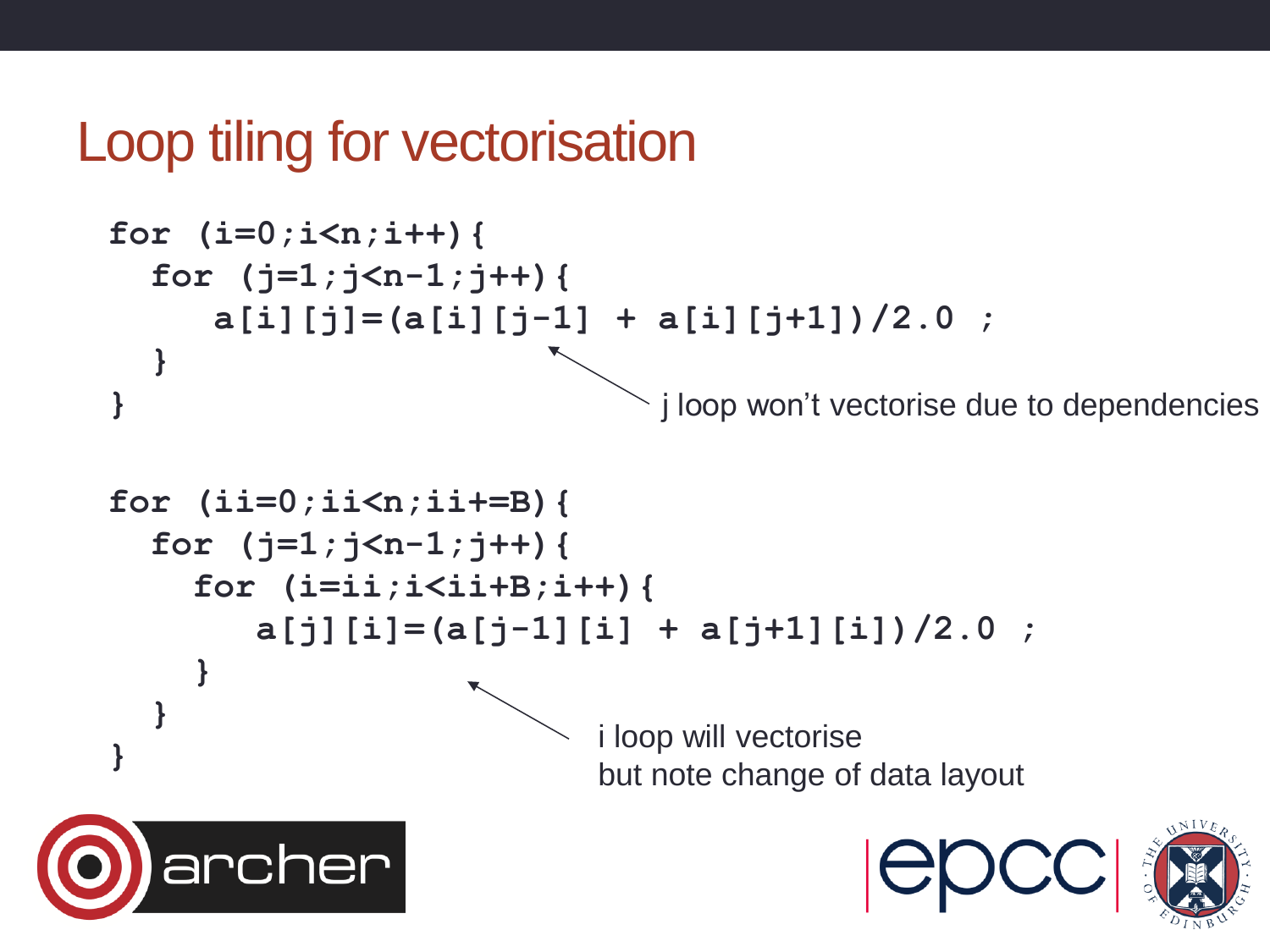# Loop tiling for vectorisation

```
for (i=0;i<n;i++){
  for (j=1;j<n-1;j++){
     a[i][j]=(a[i][j-1] + a[i][j+1])/2.0 ;
  }
}
```

j loop won't vectorise due to dependencies

```
for (ii=0;ii<n;ii+=B){
  for (j=1;j<n-1;j++){
    for (i=ii;i<ii+B;i++){
       a[j][i]=(a[j-1][i] + a[j+1][i])/2.0 ;
    }
  }
}
```

i loop will vectorise
but note change of data layout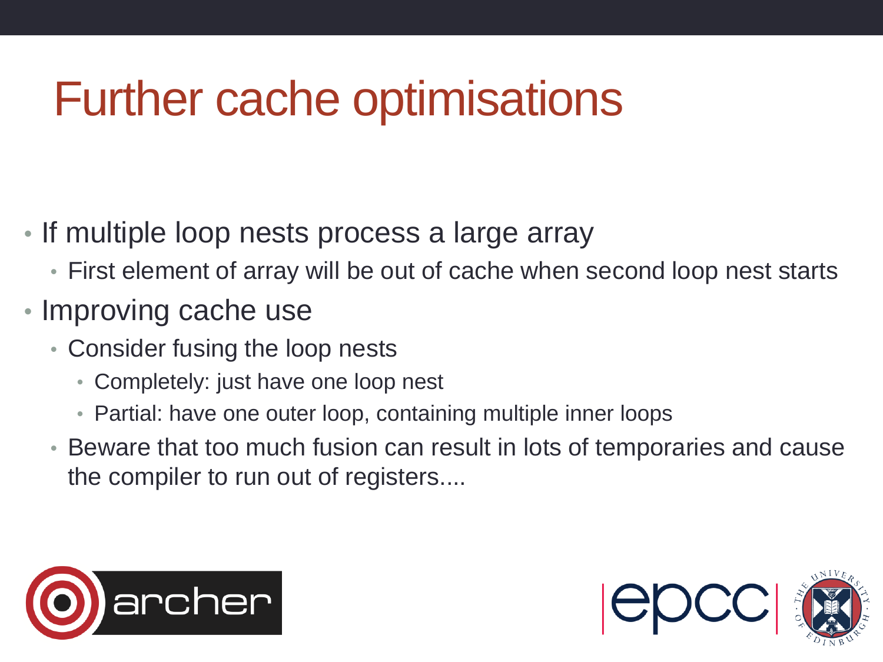# Further cache optimisations

- If multiple loop nests process a large array
  - First element of array will be out of cache when second loop nest starts
- Improving cache use
  - Consider fusing the loop nests
    - Completely: just have one loop nest
    - Partial: have one outer loop, containing multiple inner loops
  - Beware that too much fusion can result in lots of temporaries and cause the compiler to run out of registers....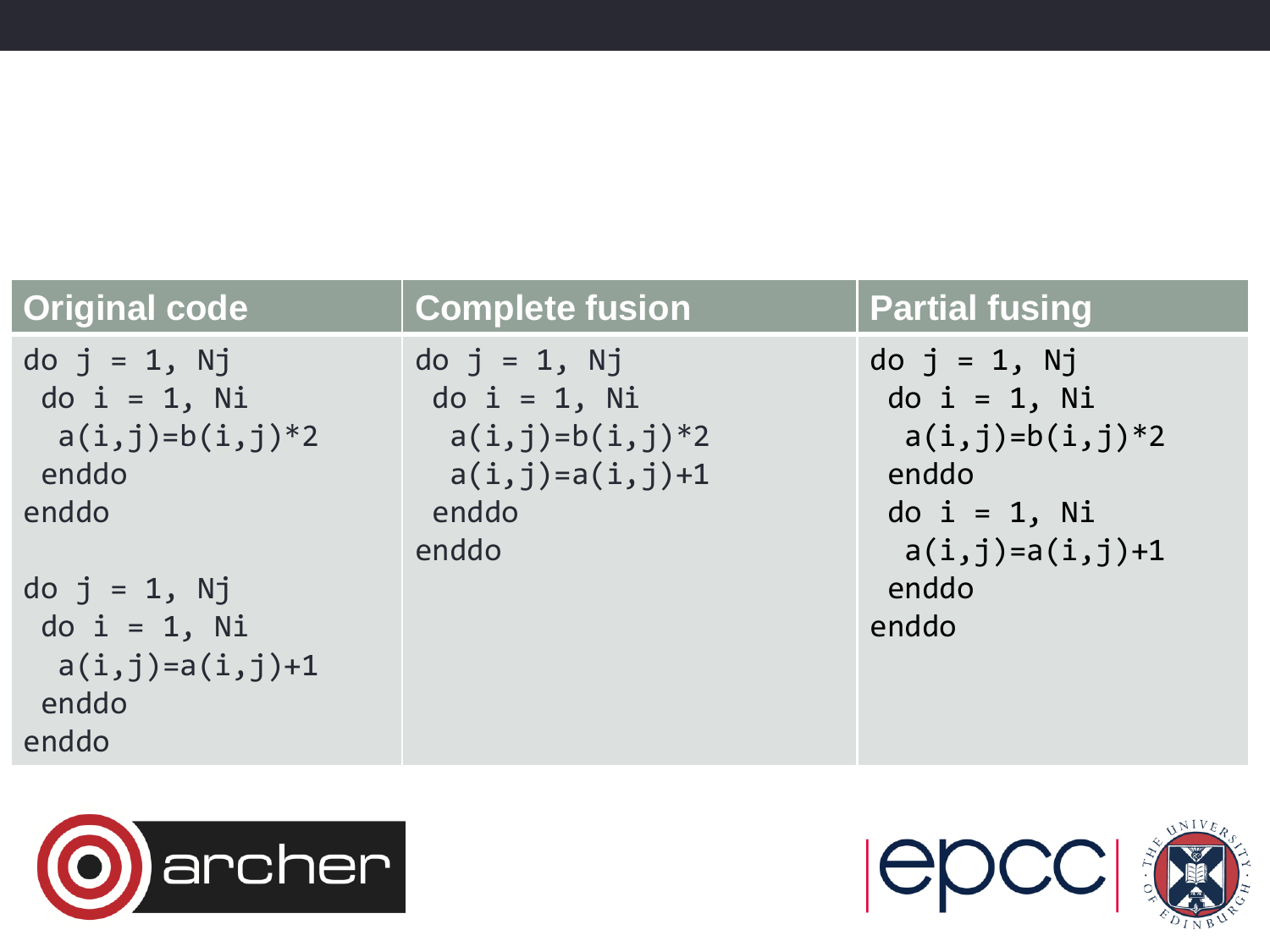| Original code | Complete fusion | Partial fusing |
|---|---|---|
| `do j = 1, Nj`<br>` do i = 1, Ni`<br>`  a(i,j)=b(i,j)*2`<br>` enddo`<br>`enddo`<br><br>`do j = 1, Nj`<br>` do i = 1, Ni`<br>`  a(i,j)=a(i,j)+1`<br>` enddo`<br>`enddo` | `do j = 1, Nj`<br>` do i = 1, Ni`<br>`  a(i,j)=b(i,j)*2`<br>`  a(i,j)=a(i,j)+1`<br>` enddo`<br>`enddo` | `do j = 1, Nj`<br>` do i = 1, Ni`<br>`  a(i,j)=b(i,j)*2`<br>` enddo`<br>` do i = 1, Ni`<br>`  a(i,j)=a(i,j)+1`<br>` enddo`<br>`enddo` |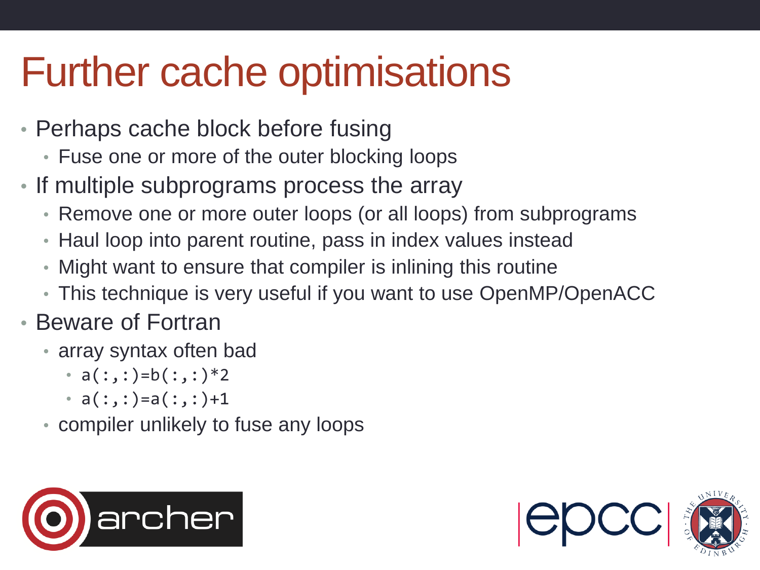# Further cache optimisations

- Perhaps cache block before fusing
  - Fuse one or more of the outer blocking loops
- If multiple subprograms process the array
  - Remove one or more outer loops (or all loops) from subprograms
  - Haul loop into parent routine, pass in index values instead
  - Might want to ensure that compiler is inlining this routine
  - This technique is very useful if you want to use OpenMP/OpenACC
- Beware of Fortran
  - array syntax often bad
    - `a(:,:)=b(:,:)*2`
    - `a(:,:)=a(:,:)+1`
  - compiler unlikely to fuse any loops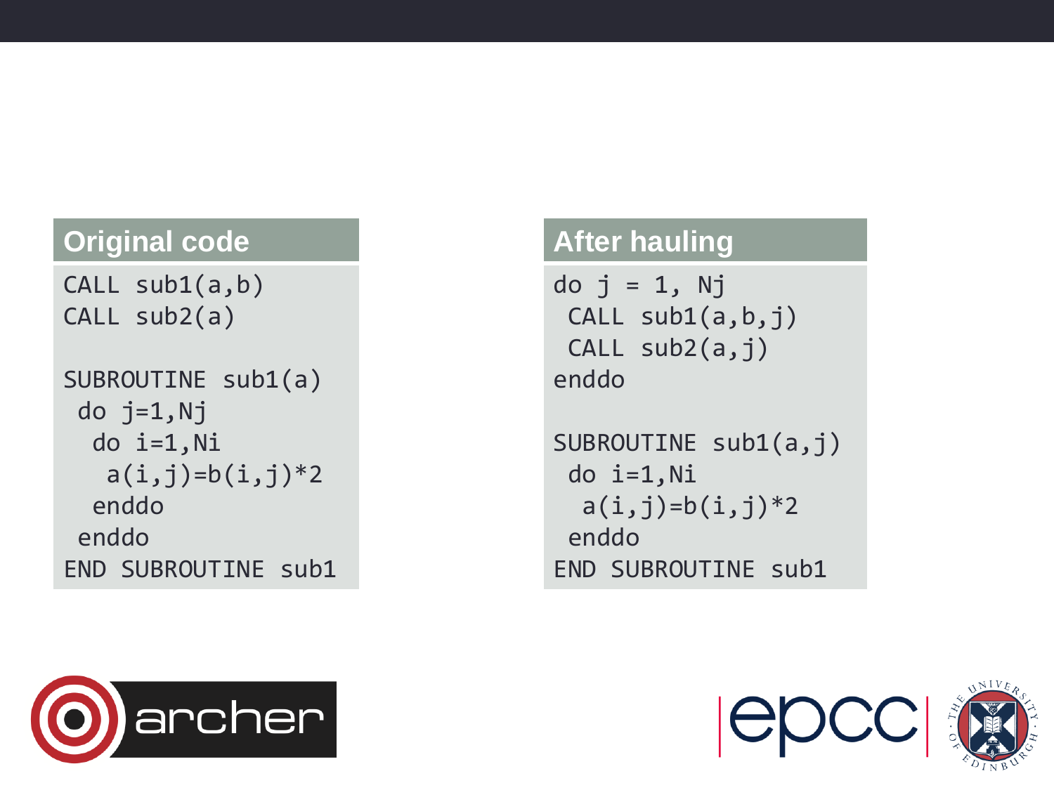### Original code

```
CALL sub1(a,b)
CALL sub2(a)

SUBROUTINE sub1(a)
 do j=1,Nj
  do i=1,Ni
   a(i,j)=b(i,j)*2
  enddo
 enddo
END SUBROUTINE sub1
```

### After hauling

```
do j = 1, Nj
 CALL sub1(a,b,j)
 CALL sub2(a,j)
enddo

SUBROUTINE sub1(a,j)
 do i=1,Ni
  a(i,j)=b(i,j)*2
 enddo
END SUBROUTINE sub1
```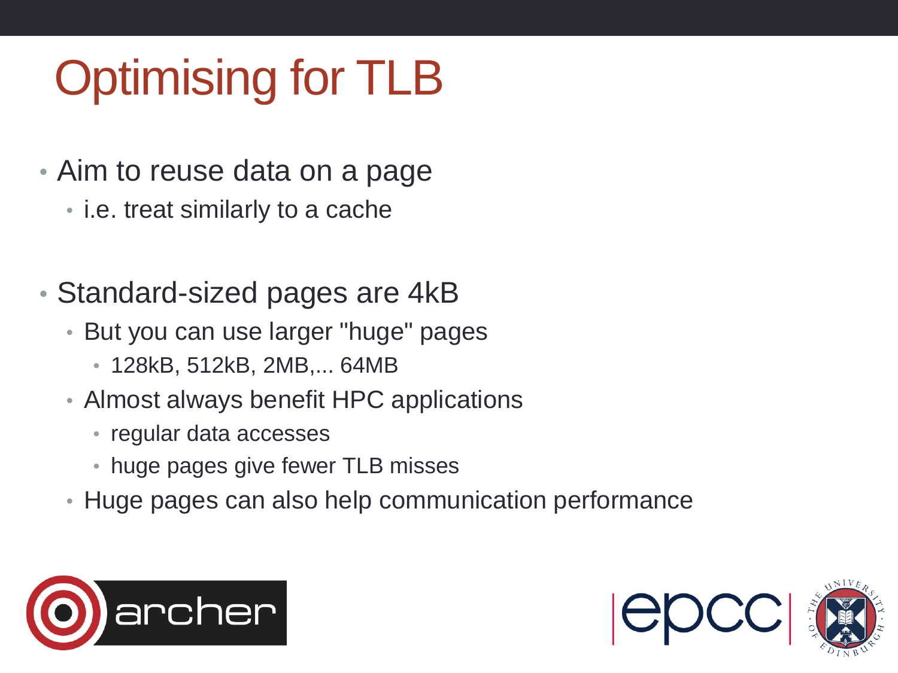# Optimising for TLB

- Aim to reuse data on a page
  - i.e. treat similarly to a cache

- Standard-sized pages are 4kB
  - But you can use larger "huge" pages
    - 128kB, 512kB, 2MB,... 64MB
  - Almost always benefit HPC applications
    - regular data accesses
    - huge pages give fewer TLB misses
  - Huge pages can also help communication performance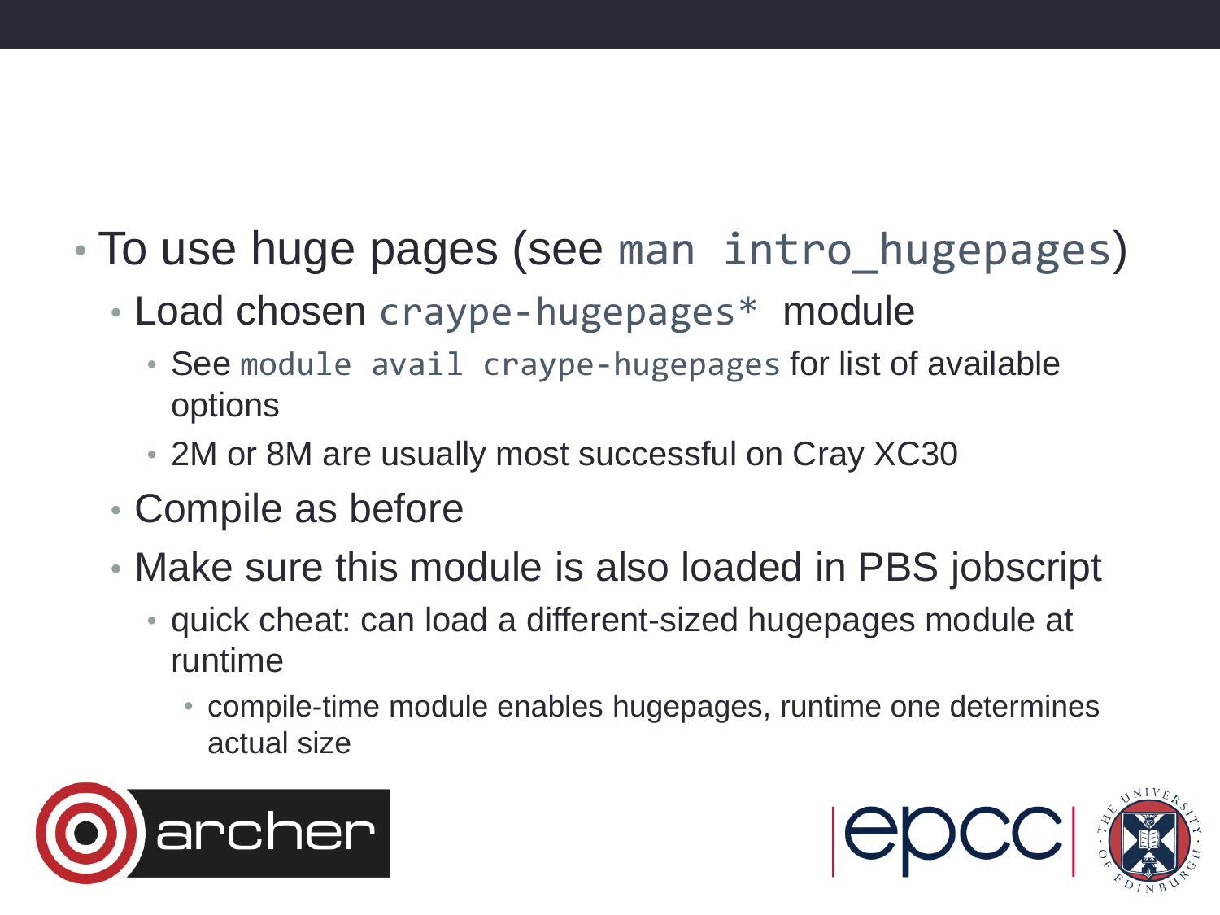- To use huge pages (see `man intro_hugepages`)
  - Load chosen `craype-hugepages*` module
    - See `module avail craype-hugepages` for list of available options
    - 2M or 8M are usually most successful on Cray XC30
  - Compile as before
  - Make sure this module is also loaded in PBS jobscript
    - quick cheat: can load a different-sized hugepages module at runtime
      - compile-time module enables hugepages, runtime one determines actual size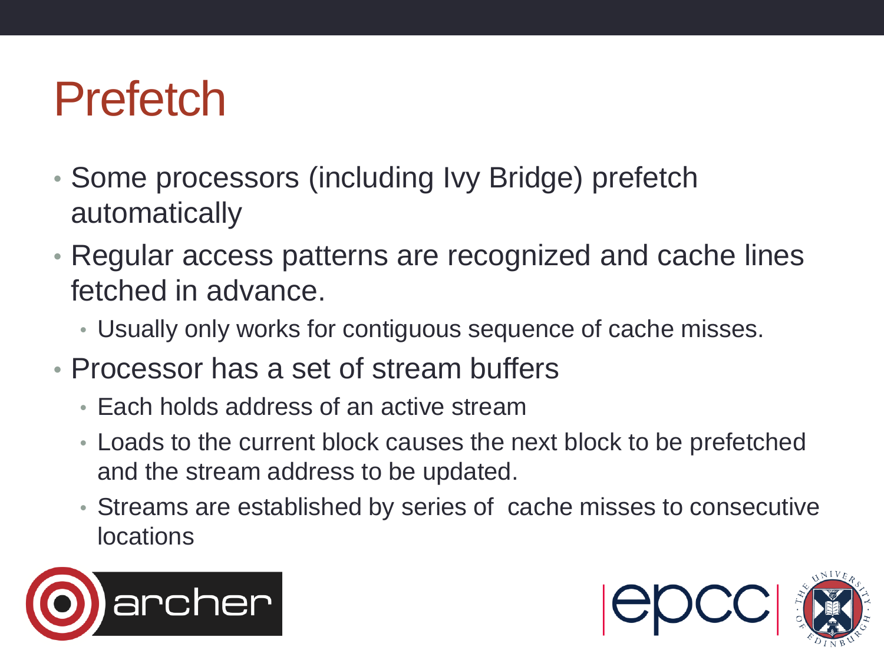# Prefetch

- Some processors (including Ivy Bridge) prefetch automatically
- Regular access patterns are recognized and cache lines fetched in advance.
  - Usually only works for contiguous sequence of cache misses.
- Processor has a set of stream buffers
  - Each holds address of an active stream
  - Loads to the current block causes the next block to be prefetched and the stream address to be updated.
  - Streams are established by series of cache misses to consecutive locations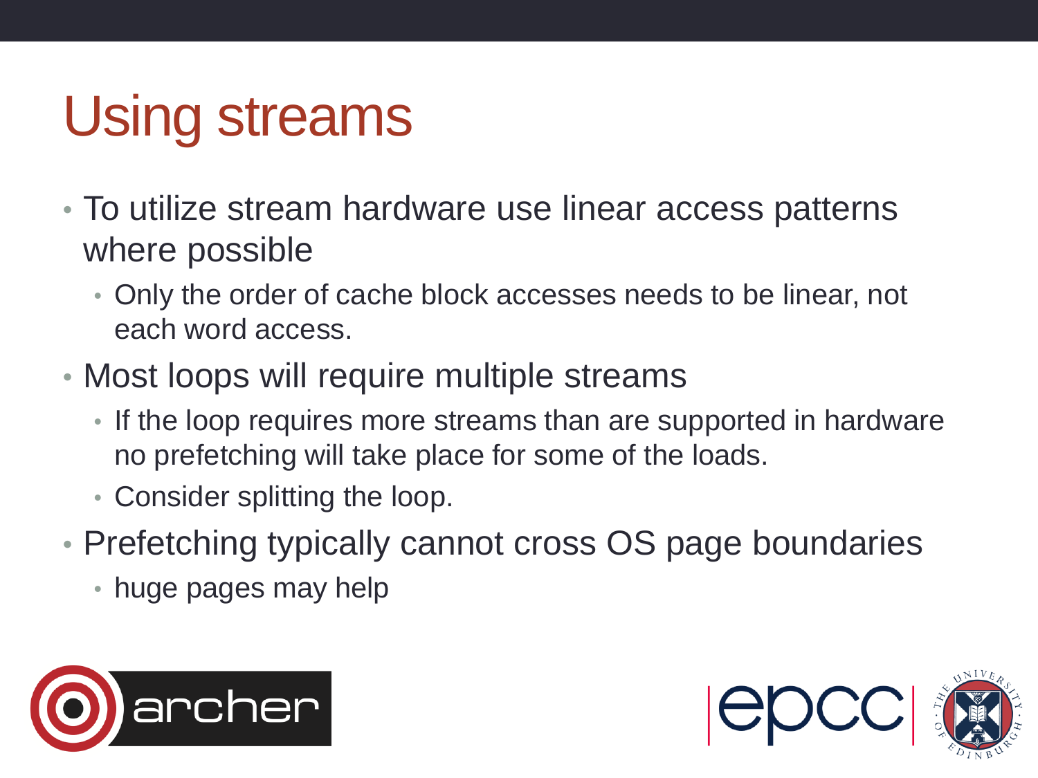# Using streams

- To utilize stream hardware use linear access patterns where possible
  - Only the order of cache block accesses needs to be linear, not each word access.
- Most loops will require multiple streams
  - If the loop requires more streams than are supported in hardware no prefetching will take place for some of the loads.
  - Consider splitting the loop.
- Prefetching typically cannot cross OS page boundaries
  - huge pages may help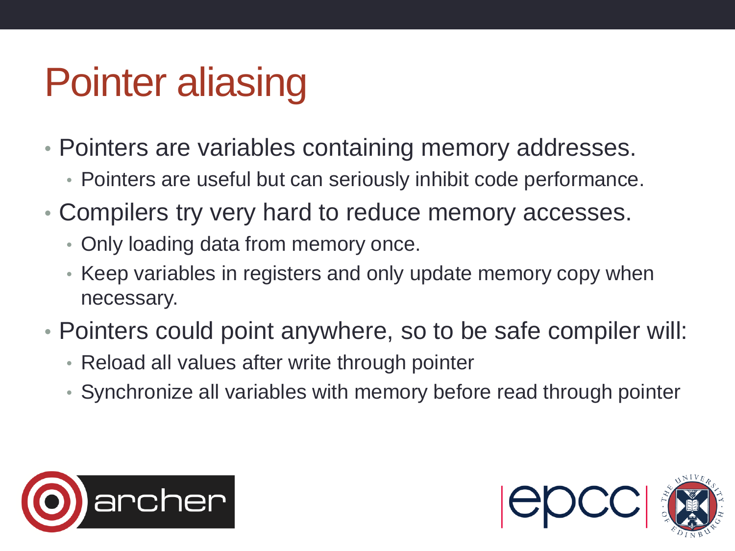# Pointer aliasing

- Pointers are variables containing memory addresses.
  - Pointers are useful but can seriously inhibit code performance.
- Compilers try very hard to reduce memory accesses.
  - Only loading data from memory once.
  - Keep variables in registers and only update memory copy when necessary.
- Pointers could point anywhere, so to be safe compiler will:
  - Reload all values after write through pointer
  - Synchronize all variables with memory before read through pointer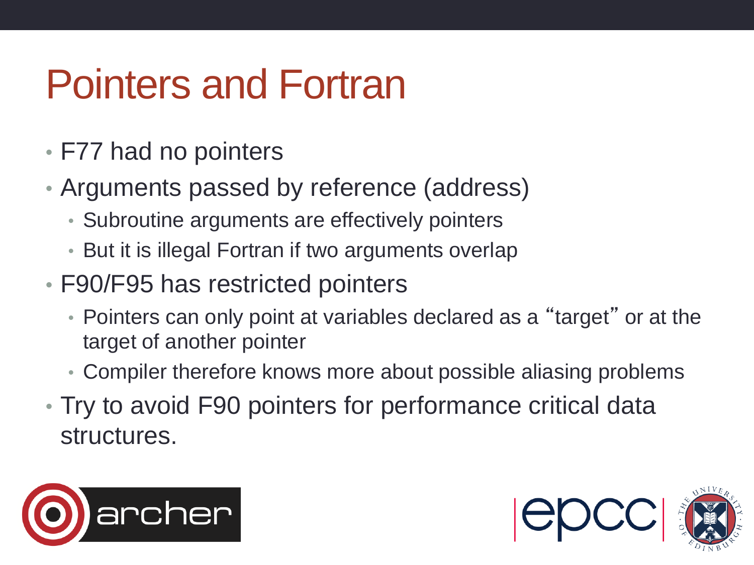# Pointers and Fortran

- F77 had no pointers
- Arguments passed by reference (address)
  - Subroutine arguments are effectively pointers
  - But it is illegal Fortran if two arguments overlap
- F90/F95 has restricted pointers
  - Pointers can only point at variables declared as a "target" or at the target of another pointer
  - Compiler therefore knows more about possible aliasing problems
- Try to avoid F90 pointers for performance critical data structures.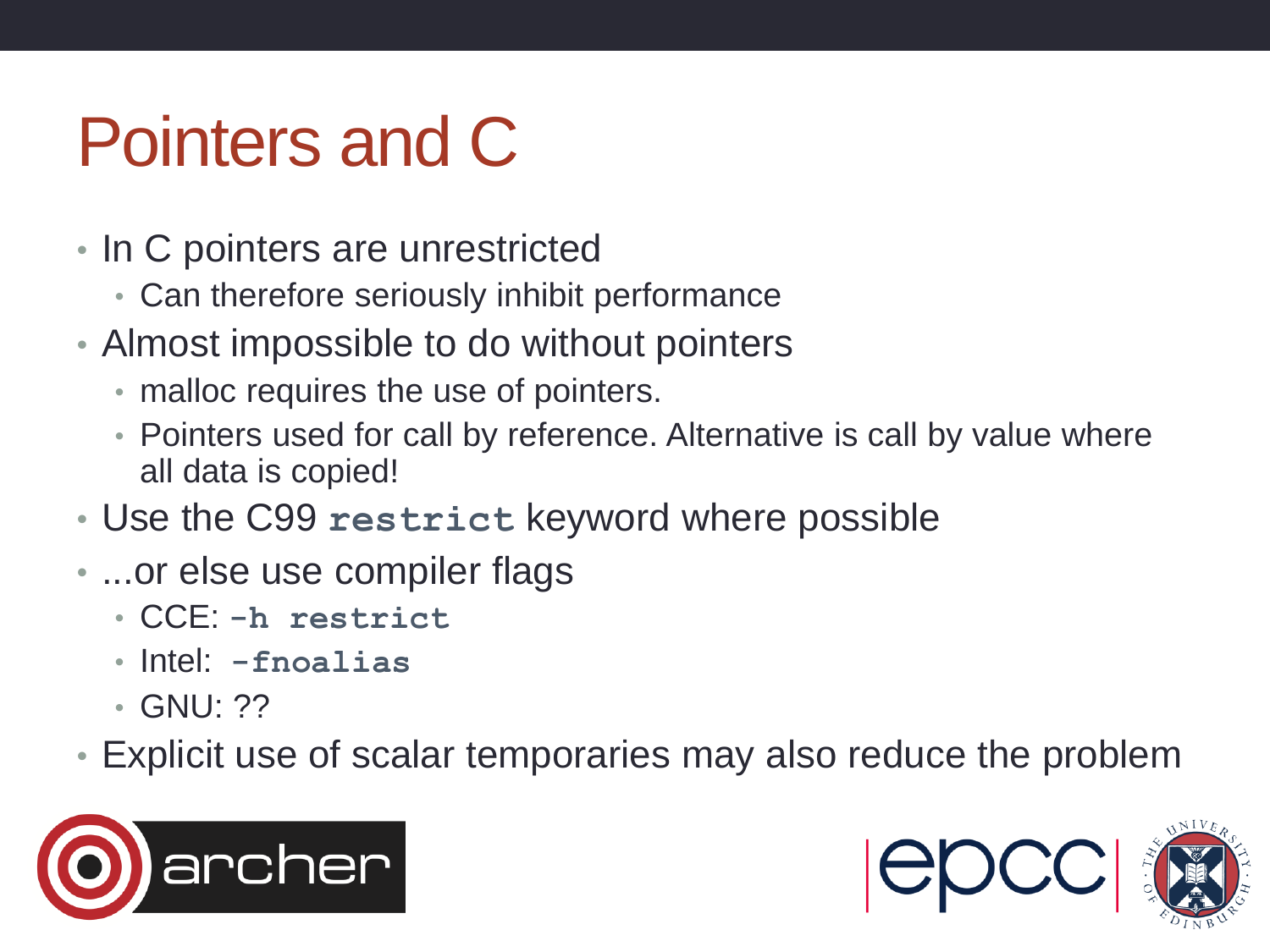# Pointers and C

- In C pointers are unrestricted
  - Can therefore seriously inhibit performance
- Almost impossible to do without pointers
  - malloc requires the use of pointers.
  - Pointers used for call by reference. Alternative is call by value where all data is copied!
- Use the C99 **`restrict`** keyword where possible
- ...or else use compiler flags
  - CCE: **`-h restrict`**
  - Intel: **`-fnoalias`**
  - GNU: ??
- Explicit use of scalar temporaries may also reduce the problem